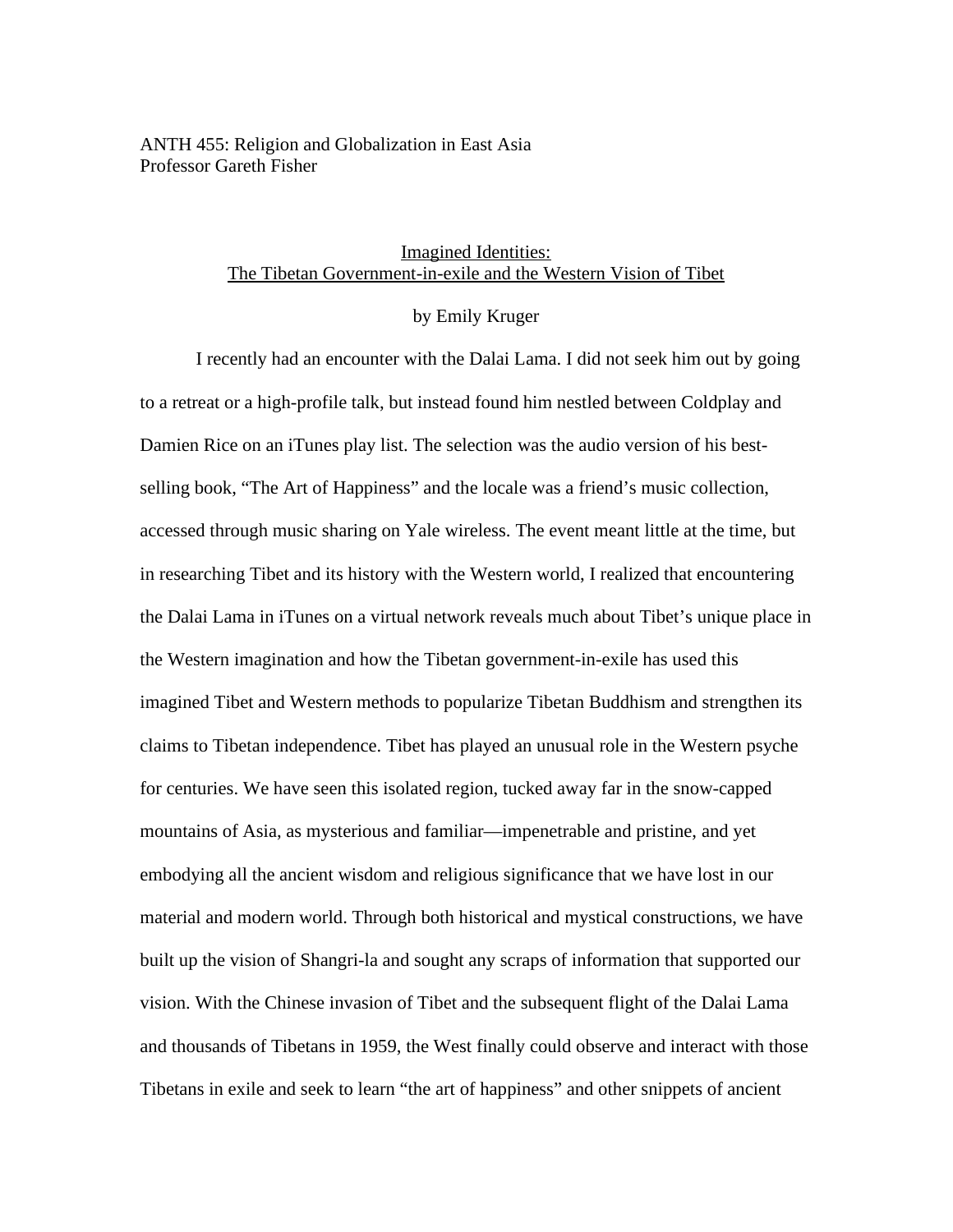ANTH 455: Religion and Globalization in East Asia
Professor Gareth Fisher

# Imagined Identities: The Tibetan Government-in-exile and the Western Vision of Tibet

by Emily Kruger

I recently had an encounter with the Dalai Lama. I did not seek him out by going to a retreat or a high-profile talk, but instead found him nestled between Coldplay and Damien Rice on an iTunes play list. The selection was the audio version of his best-selling book, "The Art of Happiness" and the locale was a friend's music collection, accessed through music sharing on Yale wireless. The event meant little at the time, but in researching Tibet and its history with the Western world, I realized that encountering the Dalai Lama in iTunes on a virtual network reveals much about Tibet's unique place in the Western imagination and how the Tibetan government-in-exile has used this imagined Tibet and Western methods to popularize Tibetan Buddhism and strengthen its claims to Tibetan independence. Tibet has played an unusual role in the Western psyche for centuries. We have seen this isolated region, tucked away far in the snow-capped mountains of Asia, as mysterious and familiar—impenetrable and pristine, and yet embodying all the ancient wisdom and religious significance that we have lost in our material and modern world. Through both historical and mystical constructions, we have built up the vision of Shangri-la and sought any scraps of information that supported our vision. With the Chinese invasion of Tibet and the subsequent flight of the Dalai Lama and thousands of Tibetans in 1959, the West finally could observe and interact with those Tibetans in exile and seek to learn "the art of happiness" and other snippets of ancient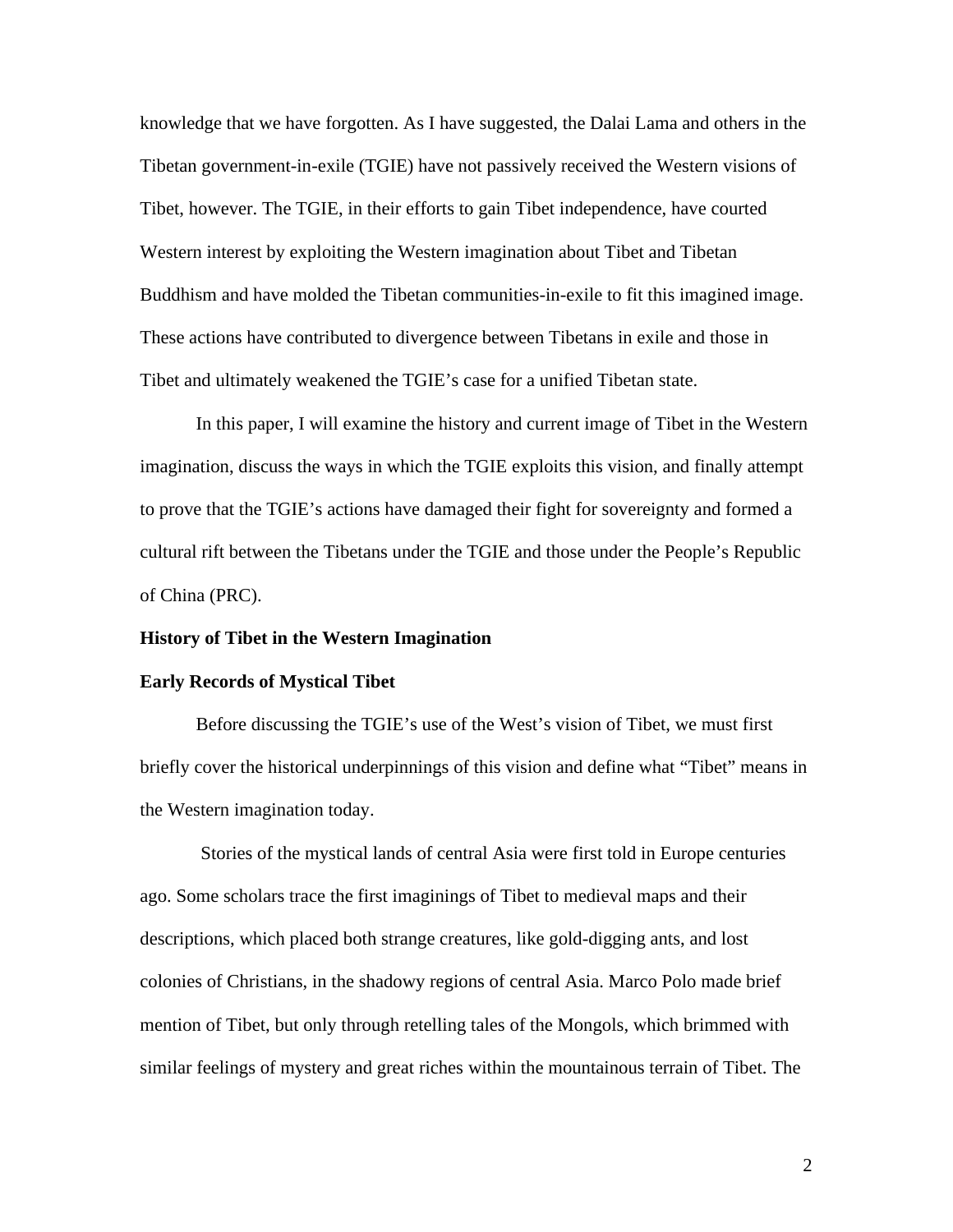knowledge that we have forgotten. As I have suggested, the Dalai Lama and others in the Tibetan government-in-exile (TGIE) have not passively received the Western visions of Tibet, however. The TGIE, in their efforts to gain Tibet independence, have courted Western interest by exploiting the Western imagination about Tibet and Tibetan Buddhism and have molded the Tibetan communities-in-exile to fit this imagined image. These actions have contributed to divergence between Tibetans in exile and those in Tibet and ultimately weakened the TGIE's case for a unified Tibetan state.

In this paper, I will examine the history and current image of Tibet in the Western imagination, discuss the ways in which the TGIE exploits this vision, and finally attempt to prove that the TGIE's actions have damaged their fight for sovereignty and formed a cultural rift between the Tibetans under the TGIE and those under the People's Republic of China (PRC).

## History of Tibet in the Western Imagination

### Early Records of Mystical Tibet

Before discussing the TGIE's use of the West's vision of Tibet, we must first briefly cover the historical underpinnings of this vision and define what "Tibet" means in the Western imagination today.

Stories of the mystical lands of central Asia were first told in Europe centuries ago. Some scholars trace the first imaginings of Tibet to medieval maps and their descriptions, which placed both strange creatures, like gold-digging ants, and lost colonies of Christians, in the shadowy regions of central Asia. Marco Polo made brief mention of Tibet, but only through retelling tales of the Mongols, which brimmed with similar feelings of mystery and great riches within the mountainous terrain of Tibet. The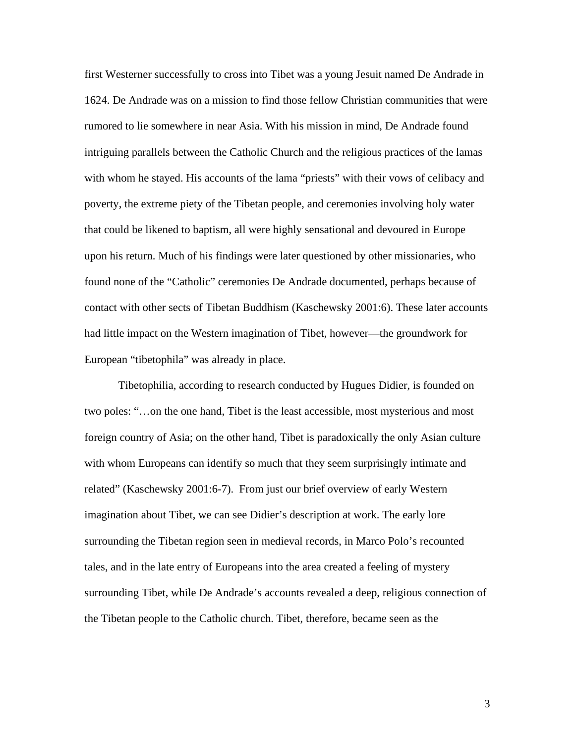first Westerner successfully to cross into Tibet was a young Jesuit named De Andrade in 1624. De Andrade was on a mission to find those fellow Christian communities that were rumored to lie somewhere in near Asia. With his mission in mind, De Andrade found intriguing parallels between the Catholic Church and the religious practices of the lamas with whom he stayed. His accounts of the lama "priests" with their vows of celibacy and poverty, the extreme piety of the Tibetan people, and ceremonies involving holy water that could be likened to baptism, all were highly sensational and devoured in Europe upon his return. Much of his findings were later questioned by other missionaries, who found none of the "Catholic" ceremonies De Andrade documented, perhaps because of contact with other sects of Tibetan Buddhism (Kaschewsky 2001:6). These later accounts had little impact on the Western imagination of Tibet, however—the groundwork for European "tibetophila" was already in place.

Tibetophilia, according to research conducted by Hugues Didier, is founded on two poles: "…on the one hand, Tibet is the least accessible, most mysterious and most foreign country of Asia; on the other hand, Tibet is paradoxically the only Asian culture with whom Europeans can identify so much that they seem surprisingly intimate and related" (Kaschewsky 2001:6-7). From just our brief overview of early Western imagination about Tibet, we can see Didier's description at work. The early lore surrounding the Tibetan region seen in medieval records, in Marco Polo's recounted tales, and in the late entry of Europeans into the area created a feeling of mystery surrounding Tibet, while De Andrade's accounts revealed a deep, religious connection of the Tibetan people to the Catholic church. Tibet, therefore, became seen as the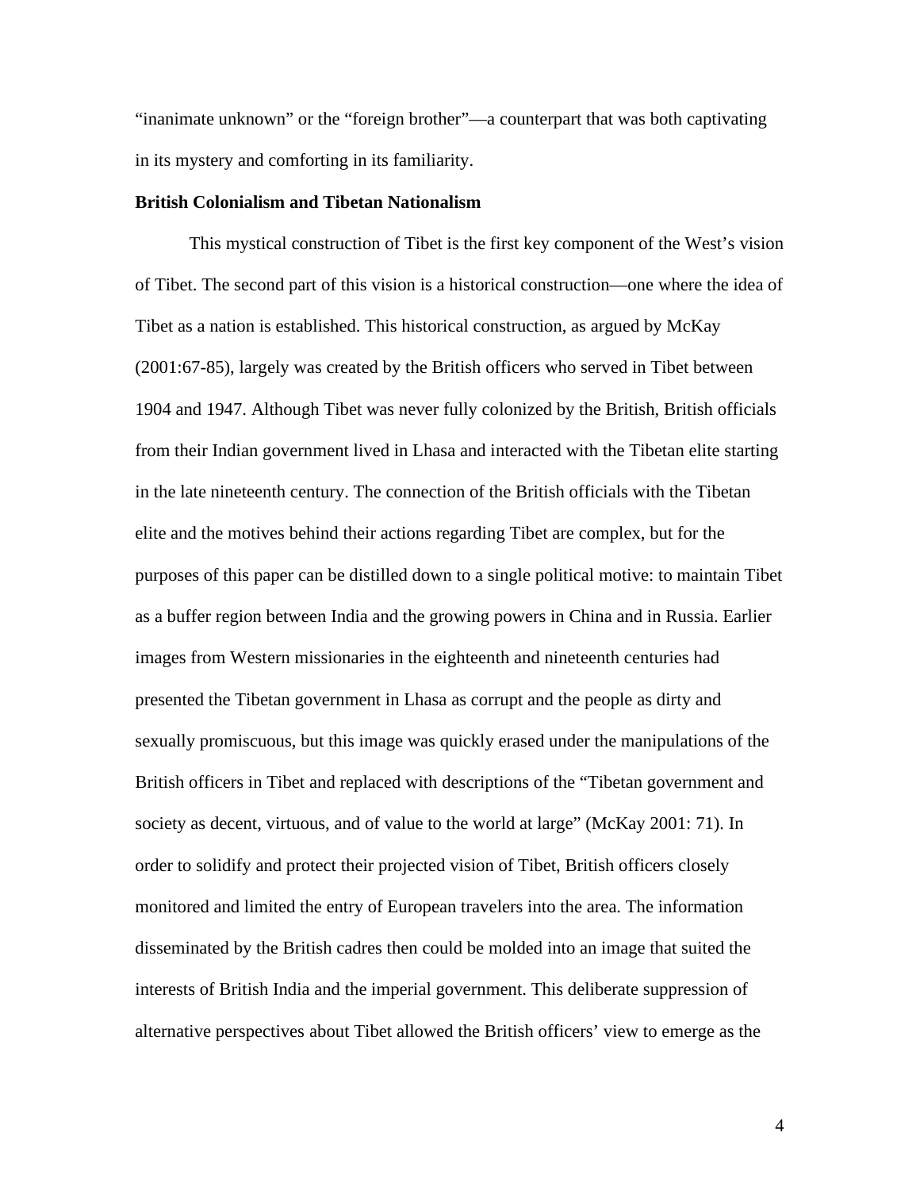"inanimate unknown" or the "foreign brother"—a counterpart that was both captivating in its mystery and comforting in its familiarity.

**British Colonialism and Tibetan Nationalism**

This mystical construction of Tibet is the first key component of the West's vision of Tibet. The second part of this vision is a historical construction—one where the idea of Tibet as a nation is established. This historical construction, as argued by McKay (2001:67-85), largely was created by the British officers who served in Tibet between 1904 and 1947. Although Tibet was never fully colonized by the British, British officials from their Indian government lived in Lhasa and interacted with the Tibetan elite starting in the late nineteenth century. The connection of the British officials with the Tibetan elite and the motives behind their actions regarding Tibet are complex, but for the purposes of this paper can be distilled down to a single political motive: to maintain Tibet as a buffer region between India and the growing powers in China and in Russia. Earlier images from Western missionaries in the eighteenth and nineteenth centuries had presented the Tibetan government in Lhasa as corrupt and the people as dirty and sexually promiscuous, but this image was quickly erased under the manipulations of the British officers in Tibet and replaced with descriptions of the "Tibetan government and society as decent, virtuous, and of value to the world at large" (McKay 2001: 71). In order to solidify and protect their projected vision of Tibet, British officers closely monitored and limited the entry of European travelers into the area. The information disseminated by the British cadres then could be molded into an image that suited the interests of British India and the imperial government. This deliberate suppression of alternative perspectives about Tibet allowed the British officers' view to emerge as the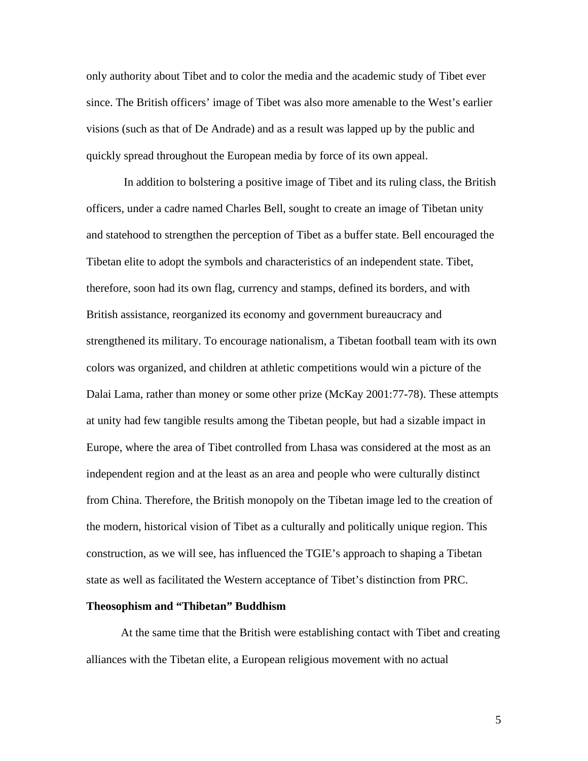only authority about Tibet and to color the media and the academic study of Tibet ever since. The British officers' image of Tibet was also more amenable to the West's earlier visions (such as that of De Andrade) and as a result was lapped up by the public and quickly spread throughout the European media by force of its own appeal.

In addition to bolstering a positive image of Tibet and its ruling class, the British officers, under a cadre named Charles Bell, sought to create an image of Tibetan unity and statehood to strengthen the perception of Tibet as a buffer state. Bell encouraged the Tibetan elite to adopt the symbols and characteristics of an independent state. Tibet, therefore, soon had its own flag, currency and stamps, defined its borders, and with British assistance, reorganized its economy and government bureaucracy and strengthened its military. To encourage nationalism, a Tibetan football team with its own colors was organized, and children at athletic competitions would win a picture of the Dalai Lama, rather than money or some other prize (McKay 2001:77-78). These attempts at unity had few tangible results among the Tibetan people, but had a sizable impact in Europe, where the area of Tibet controlled from Lhasa was considered at the most as an independent region and at the least as an area and people who were culturally distinct from China. Therefore, the British monopoly on the Tibetan image led to the creation of the modern, historical vision of Tibet as a culturally and politically unique region. This construction, as we will see, has influenced the TGIE's approach to shaping a Tibetan state as well as facilitated the Western acceptance of Tibet's distinction from PRC.

**Theosophism and "Thibetan" Buddhism**

At the same time that the British were establishing contact with Tibet and creating alliances with the Tibetan elite, a European religious movement with no actual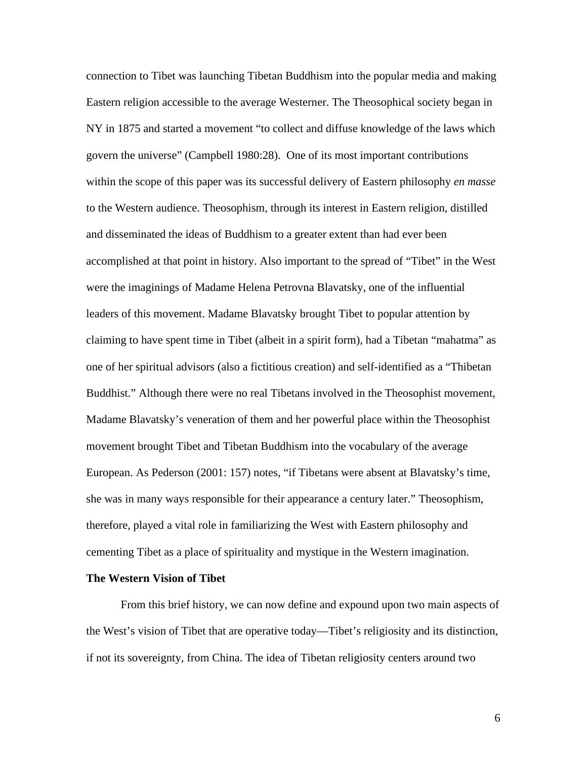connection to Tibet was launching Tibetan Buddhism into the popular media and making Eastern religion accessible to the average Westerner. The Theosophical society began in NY in 1875 and started a movement "to collect and diffuse knowledge of the laws which govern the universe" (Campbell 1980:28). One of its most important contributions within the scope of this paper was its successful delivery of Eastern philosophy *en masse* to the Western audience. Theosophism, through its interest in Eastern religion, distilled and disseminated the ideas of Buddhism to a greater extent than had ever been accomplished at that point in history. Also important to the spread of "Tibet" in the West were the imaginings of Madame Helena Petrovna Blavatsky, one of the influential leaders of this movement. Madame Blavatsky brought Tibet to popular attention by claiming to have spent time in Tibet (albeit in a spirit form), had a Tibetan "mahatma" as one of her spiritual advisors (also a fictitious creation) and self-identified as a "Thibetan Buddhist." Although there were no real Tibetans involved in the Theosophist movement, Madame Blavatsky's veneration of them and her powerful place within the Theosophist movement brought Tibet and Tibetan Buddhism into the vocabulary of the average European. As Pederson (2001: 157) notes, "if Tibetans were absent at Blavatsky's time, she was in many ways responsible for their appearance a century later." Theosophism, therefore, played a vital role in familiarizing the West with Eastern philosophy and cementing Tibet as a place of spirituality and mystique in the Western imagination.

**The Western Vision of Tibet**

From this brief history, we can now define and expound upon two main aspects of the West's vision of Tibet that are operative today—Tibet's religiosity and its distinction, if not its sovereignty, from China. The idea of Tibetan religiosity centers around two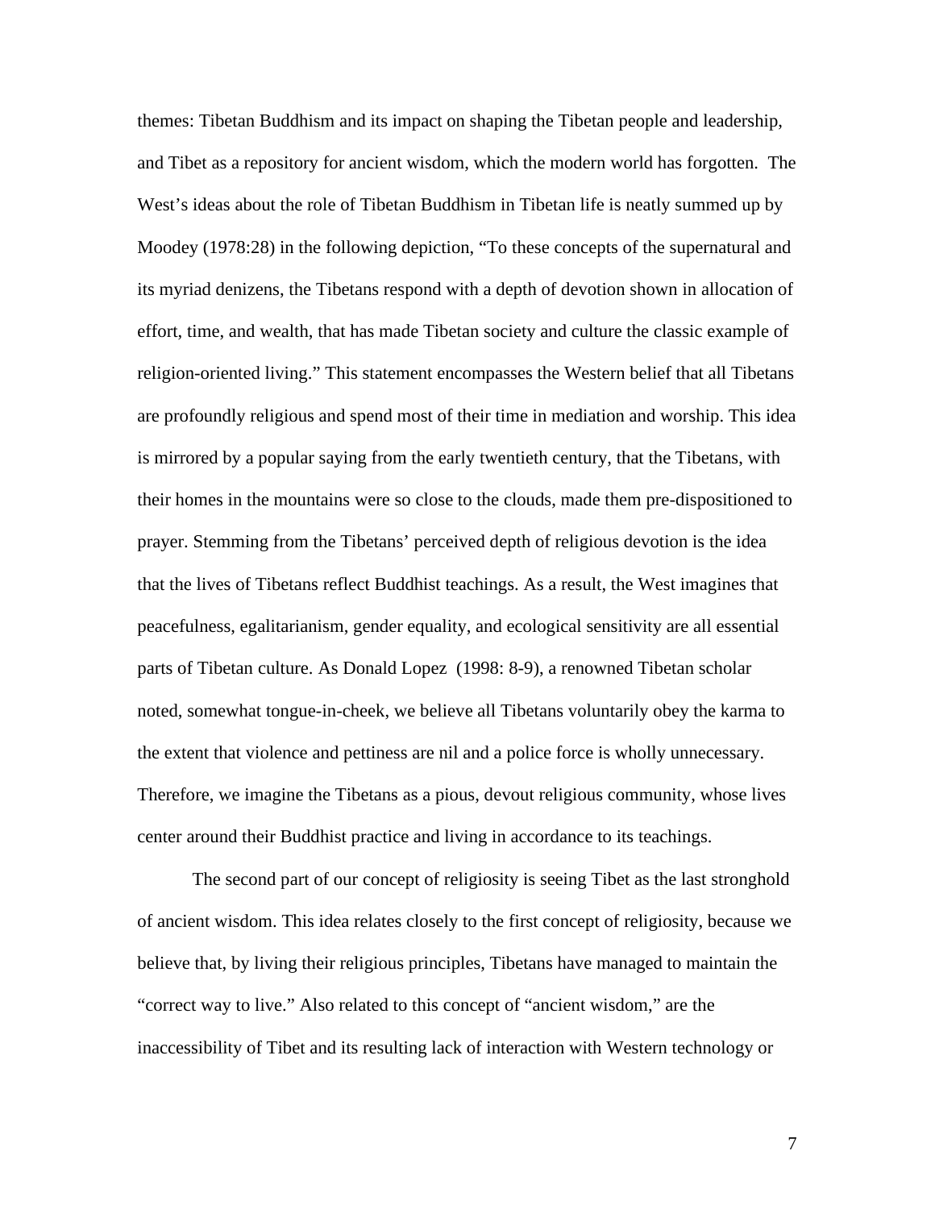themes: Tibetan Buddhism and its impact on shaping the Tibetan people and leadership, and Tibet as a repository for ancient wisdom, which the modern world has forgotten. The West's ideas about the role of Tibetan Buddhism in Tibetan life is neatly summed up by Moodey (1978:28) in the following depiction, "To these concepts of the supernatural and its myriad denizens, the Tibetans respond with a depth of devotion shown in allocation of effort, time, and wealth, that has made Tibetan society and culture the classic example of religion-oriented living." This statement encompasses the Western belief that all Tibetans are profoundly religious and spend most of their time in mediation and worship. This idea is mirrored by a popular saying from the early twentieth century, that the Tibetans, with their homes in the mountains were so close to the clouds, made them pre-dispositioned to prayer. Stemming from the Tibetans' perceived depth of religious devotion is the idea that the lives of Tibetans reflect Buddhist teachings. As a result, the West imagines that peacefulness, egalitarianism, gender equality, and ecological sensitivity are all essential parts of Tibetan culture. As Donald Lopez (1998: 8-9), a renowned Tibetan scholar noted, somewhat tongue-in-cheek, we believe all Tibetans voluntarily obey the karma to the extent that violence and pettiness are nil and a police force is wholly unnecessary. Therefore, we imagine the Tibetans as a pious, devout religious community, whose lives center around their Buddhist practice and living in accordance to its teachings.

The second part of our concept of religiosity is seeing Tibet as the last stronghold of ancient wisdom. This idea relates closely to the first concept of religiosity, because we believe that, by living their religious principles, Tibetans have managed to maintain the "correct way to live." Also related to this concept of "ancient wisdom," are the inaccessibility of Tibet and its resulting lack of interaction with Western technology or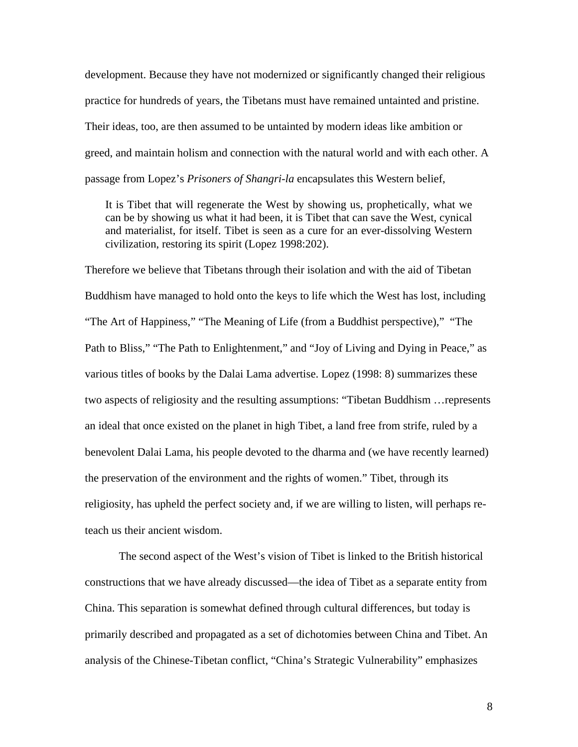development. Because they have not modernized or significantly changed their religious practice for hundreds of years, the Tibetans must have remained untainted and pristine. Their ideas, too, are then assumed to be untainted by modern ideas like ambition or greed, and maintain holism and connection with the natural world and with each other. A passage from Lopez's *Prisoners of Shangri-la* encapsulates this Western belief,

> It is Tibet that will regenerate the West by showing us, prophetically, what we can be by showing us what it had been, it is Tibet that can save the West, cynical and materialist, for itself. Tibet is seen as a cure for an ever-dissolving Western civilization, restoring its spirit (Lopez 1998:202).

Therefore we believe that Tibetans through their isolation and with the aid of Tibetan Buddhism have managed to hold onto the keys to life which the West has lost, including "The Art of Happiness," "The Meaning of Life (from a Buddhist perspective)," "The Path to Bliss," "The Path to Enlightenment," and "Joy of Living and Dying in Peace," as various titles of books by the Dalai Lama advertise. Lopez (1998: 8) summarizes these two aspects of religiosity and the resulting assumptions: "Tibetan Buddhism …represents an ideal that once existed on the planet in high Tibet, a land free from strife, ruled by a benevolent Dalai Lama, his people devoted to the dharma and (we have recently learned) the preservation of the environment and the rights of women." Tibet, through its religiosity, has upheld the perfect society and, if we are willing to listen, will perhaps re-teach us their ancient wisdom.

The second aspect of the West's vision of Tibet is linked to the British historical constructions that we have already discussed—the idea of Tibet as a separate entity from China. This separation is somewhat defined through cultural differences, but today is primarily described and propagated as a set of dichotomies between China and Tibet. An analysis of the Chinese-Tibetan conflict, "China's Strategic Vulnerability" emphasizes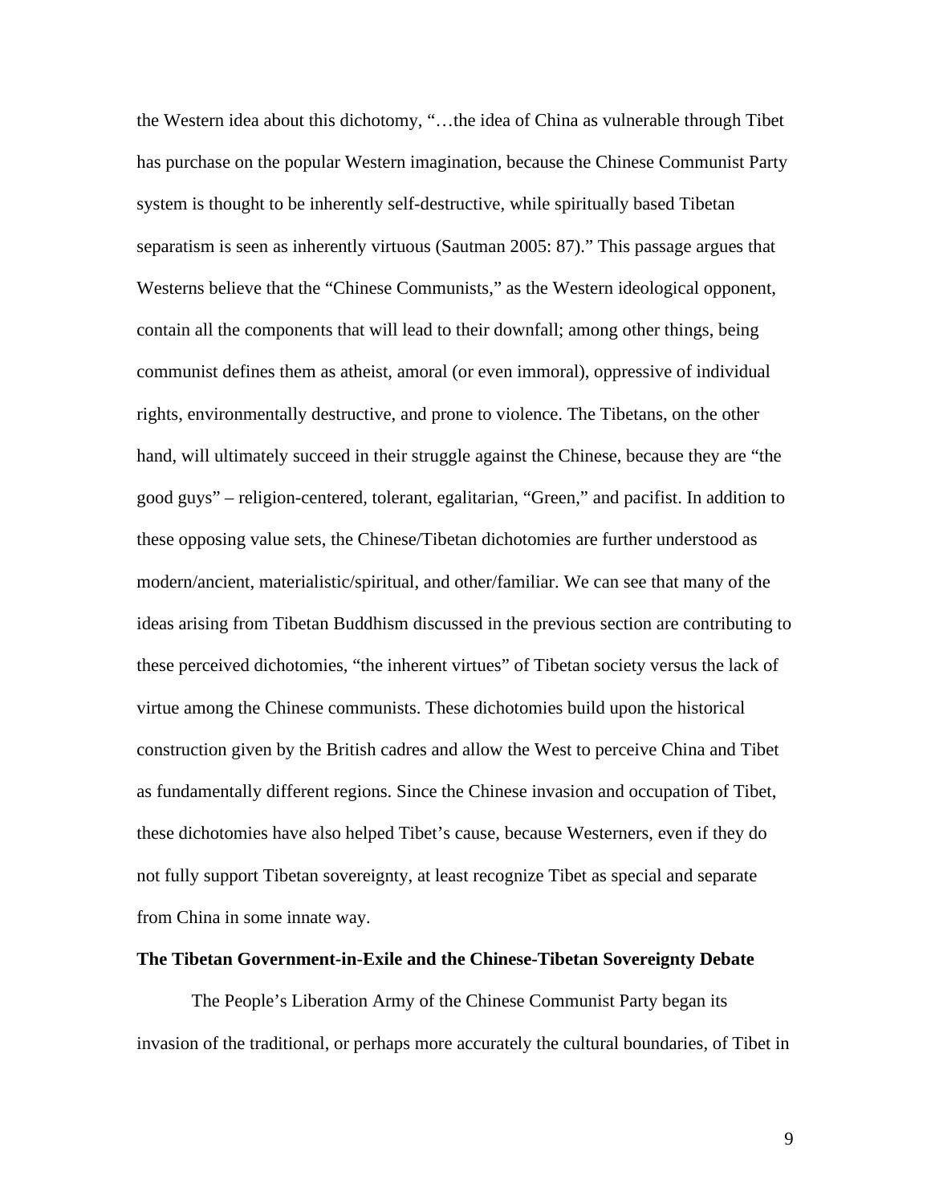the Western idea about this dichotomy, "…the idea of China as vulnerable through Tibet has purchase on the popular Western imagination, because the Chinese Communist Party system is thought to be inherently self-destructive, while spiritually based Tibetan separatism is seen as inherently virtuous (Sautman 2005: 87)." This passage argues that Westerns believe that the "Chinese Communists," as the Western ideological opponent, contain all the components that will lead to their downfall; among other things, being communist defines them as atheist, amoral (or even immoral), oppressive of individual rights, environmentally destructive, and prone to violence. The Tibetans, on the other hand, will ultimately succeed in their struggle against the Chinese, because they are "the good guys" – religion-centered, tolerant, egalitarian, "Green," and pacifist. In addition to these opposing value sets, the Chinese/Tibetan dichotomies are further understood as modern/ancient, materialistic/spiritual, and other/familiar. We can see that many of the ideas arising from Tibetan Buddhism discussed in the previous section are contributing to these perceived dichotomies, "the inherent virtues" of Tibetan society versus the lack of virtue among the Chinese communists. These dichotomies build upon the historical construction given by the British cadres and allow the West to perceive China and Tibet as fundamentally different regions. Since the Chinese invasion and occupation of Tibet, these dichotomies have also helped Tibet's cause, because Westerners, even if they do not fully support Tibetan sovereignty, at least recognize Tibet as special and separate from China in some innate way.

**The Tibetan Government-in-Exile and the Chinese-Tibetan Sovereignty Debate**

The People's Liberation Army of the Chinese Communist Party began its invasion of the traditional, or perhaps more accurately the cultural boundaries, of Tibet in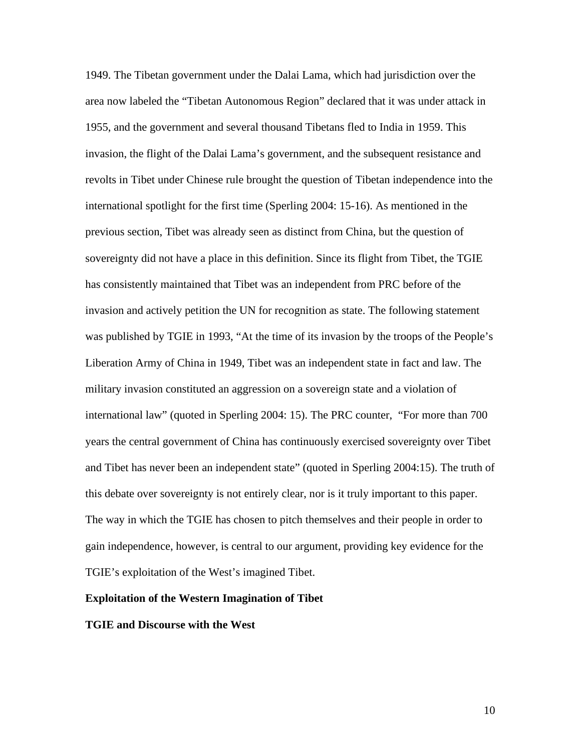1949. The Tibetan government under the Dalai Lama, which had jurisdiction over the area now labeled the "Tibetan Autonomous Region" declared that it was under attack in 1955, and the government and several thousand Tibetans fled to India in 1959. This invasion, the flight of the Dalai Lama's government, and the subsequent resistance and revolts in Tibet under Chinese rule brought the question of Tibetan independence into the international spotlight for the first time (Sperling 2004: 15-16). As mentioned in the previous section, Tibet was already seen as distinct from China, but the question of sovereignty did not have a place in this definition. Since its flight from Tibet, the TGIE has consistently maintained that Tibet was an independent from PRC before of the invasion and actively petition the UN for recognition as state. The following statement was published by TGIE in 1993, "At the time of its invasion by the troops of the People's Liberation Army of China in 1949, Tibet was an independent state in fact and law. The military invasion constituted an aggression on a sovereign state and a violation of international law" (quoted in Sperling 2004: 15). The PRC counter, "For more than 700 years the central government of China has continuously exercised sovereignty over Tibet and Tibet has never been an independent state" (quoted in Sperling 2004:15). The truth of this debate over sovereignty is not entirely clear, nor is it truly important to this paper. The way in which the TGIE has chosen to pitch themselves and their people in order to gain independence, however, is central to our argument, providing key evidence for the TGIE's exploitation of the West's imagined Tibet.

## Exploitation of the Western Imagination of Tibet

### TGIE and Discourse with the West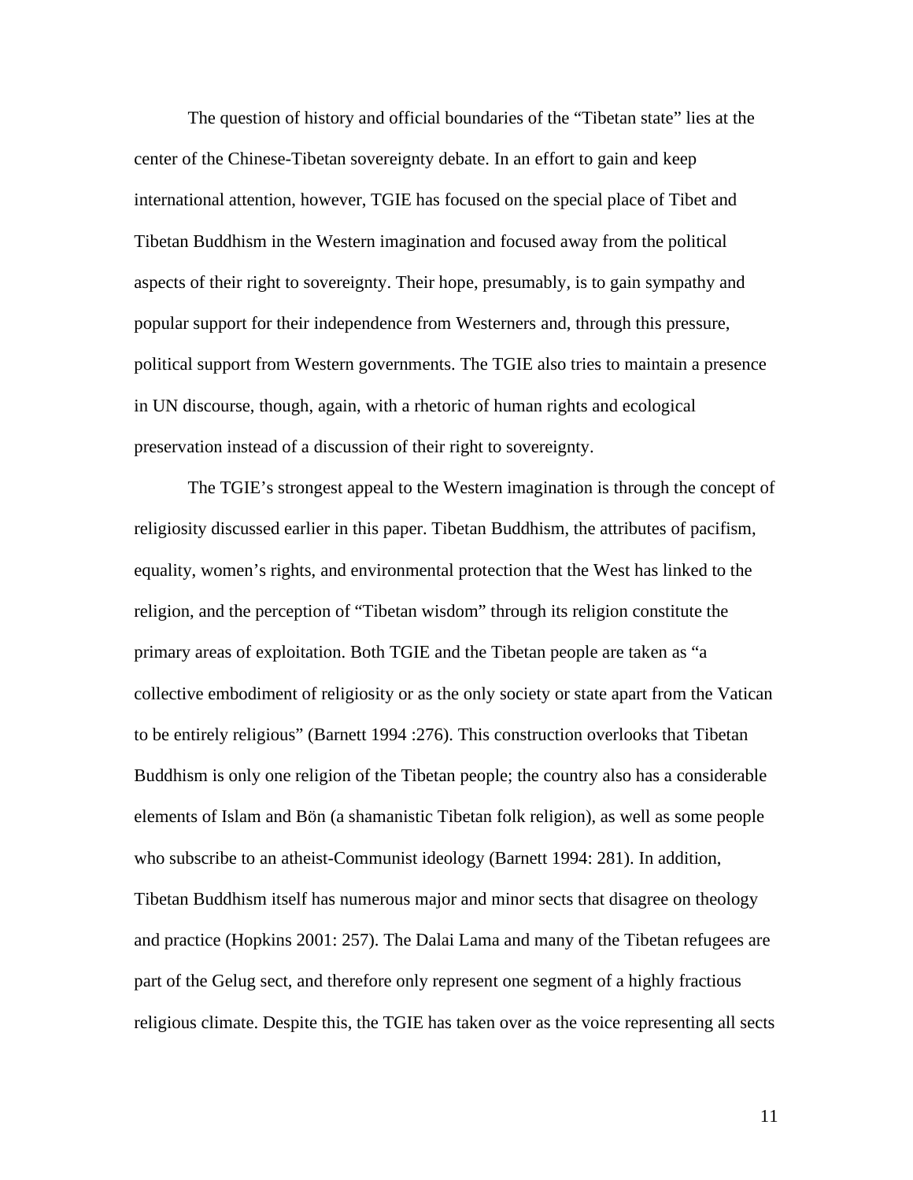The question of history and official boundaries of the "Tibetan state" lies at the center of the Chinese-Tibetan sovereignty debate. In an effort to gain and keep international attention, however, TGIE has focused on the special place of Tibet and Tibetan Buddhism in the Western imagination and focused away from the political aspects of their right to sovereignty. Their hope, presumably, is to gain sympathy and popular support for their independence from Westerners and, through this pressure, political support from Western governments. The TGIE also tries to maintain a presence in UN discourse, though, again, with a rhetoric of human rights and ecological preservation instead of a discussion of their right to sovereignty.

The TGIE's strongest appeal to the Western imagination is through the concept of religiosity discussed earlier in this paper. Tibetan Buddhism, the attributes of pacifism, equality, women's rights, and environmental protection that the West has linked to the religion, and the perception of "Tibetan wisdom" through its religion constitute the primary areas of exploitation. Both TGIE and the Tibetan people are taken as "a collective embodiment of religiosity or as the only society or state apart from the Vatican to be entirely religious" (Barnett 1994 :276). This construction overlooks that Tibetan Buddhism is only one religion of the Tibetan people; the country also has a considerable elements of Islam and Bön (a shamanistic Tibetan folk religion), as well as some people who subscribe to an atheist-Communist ideology (Barnett 1994: 281). In addition, Tibetan Buddhism itself has numerous major and minor sects that disagree on theology and practice (Hopkins 2001: 257). The Dalai Lama and many of the Tibetan refugees are part of the Gelug sect, and therefore only represent one segment of a highly fractious religious climate. Despite this, the TGIE has taken over as the voice representing all sects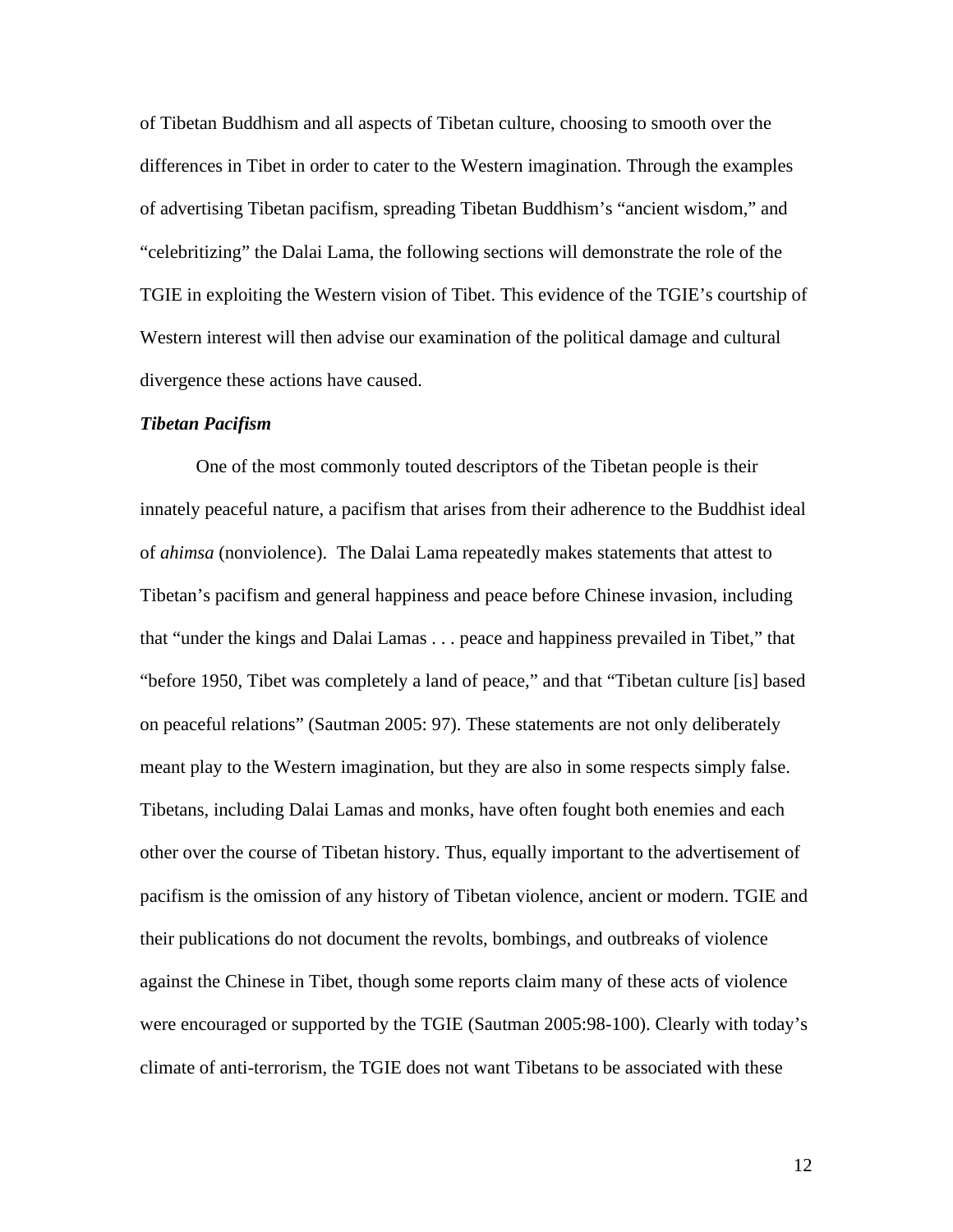of Tibetan Buddhism and all aspects of Tibetan culture, choosing to smooth over the differences in Tibet in order to cater to the Western imagination. Through the examples of advertising Tibetan pacifism, spreading Tibetan Buddhism's "ancient wisdom," and "celebritizing" the Dalai Lama, the following sections will demonstrate the role of the TGIE in exploiting the Western vision of Tibet. This evidence of the TGIE's courtship of Western interest will then advise our examination of the political damage and cultural divergence these actions have caused.

***Tibetan Pacifism***

One of the most commonly touted descriptors of the Tibetan people is their innately peaceful nature, a pacifism that arises from their adherence to the Buddhist ideal of *ahimsa* (nonviolence). The Dalai Lama repeatedly makes statements that attest to Tibetan's pacifism and general happiness and peace before Chinese invasion, including that "under the kings and Dalai Lamas . . . peace and happiness prevailed in Tibet," that "before 1950, Tibet was completely a land of peace," and that "Tibetan culture [is] based on peaceful relations" (Sautman 2005: 97). These statements are not only deliberately meant play to the Western imagination, but they are also in some respects simply false. Tibetans, including Dalai Lamas and monks, have often fought both enemies and each other over the course of Tibetan history. Thus, equally important to the advertisement of pacifism is the omission of any history of Tibetan violence, ancient or modern. TGIE and their publications do not document the revolts, bombings, and outbreaks of violence against the Chinese in Tibet, though some reports claim many of these acts of violence were encouraged or supported by the TGIE (Sautman 2005:98-100). Clearly with today's climate of anti-terrorism, the TGIE does not want Tibetans to be associated with these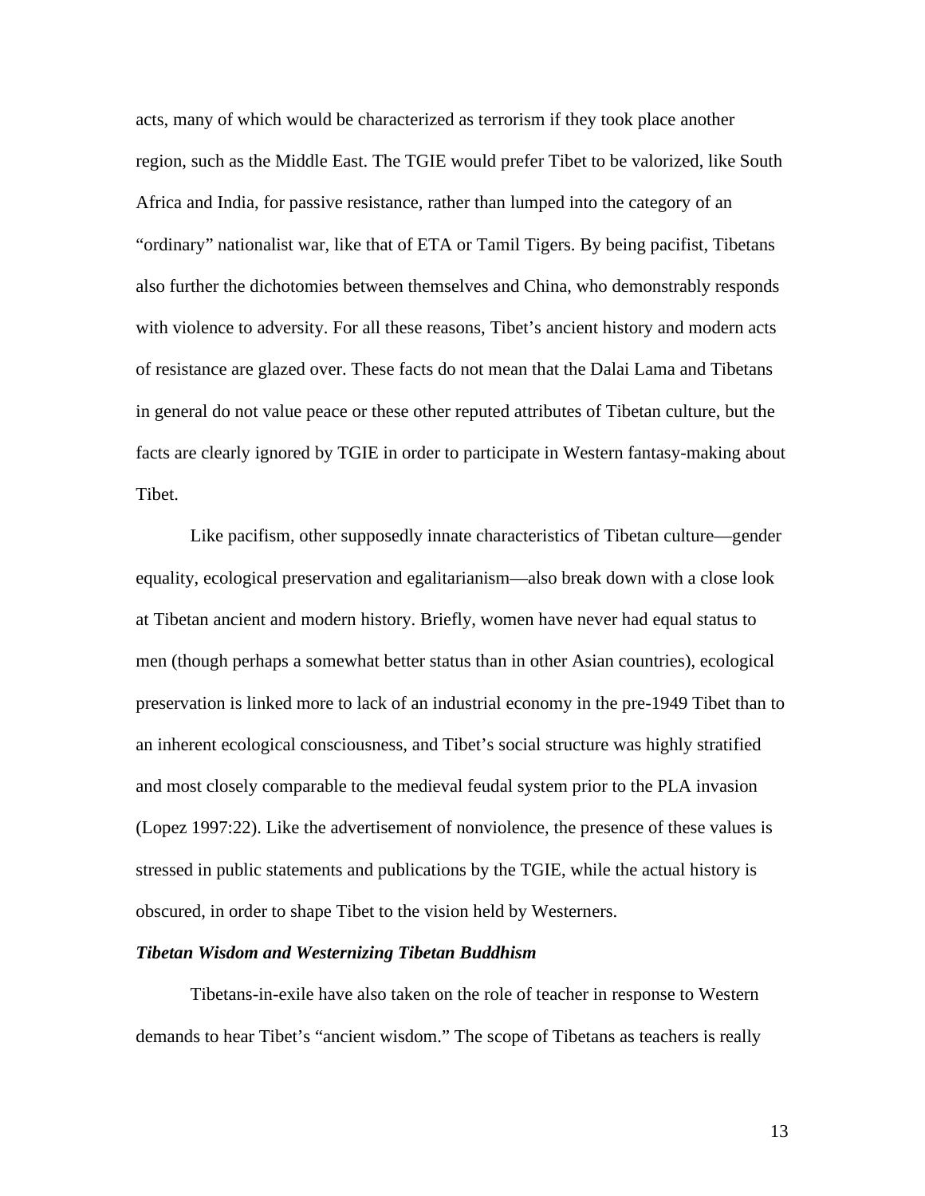acts, many of which would be characterized as terrorism if they took place another region, such as the Middle East. The TGIE would prefer Tibet to be valorized, like South Africa and India, for passive resistance, rather than lumped into the category of an "ordinary" nationalist war, like that of ETA or Tamil Tigers. By being pacifist, Tibetans also further the dichotomies between themselves and China, who demonstrably responds with violence to adversity. For all these reasons, Tibet's ancient history and modern acts of resistance are glazed over. These facts do not mean that the Dalai Lama and Tibetans in general do not value peace or these other reputed attributes of Tibetan culture, but the facts are clearly ignored by TGIE in order to participate in Western fantasy-making about Tibet.

Like pacifism, other supposedly innate characteristics of Tibetan culture—gender equality, ecological preservation and egalitarianism—also break down with a close look at Tibetan ancient and modern history. Briefly, women have never had equal status to men (though perhaps a somewhat better status than in other Asian countries), ecological preservation is linked more to lack of an industrial economy in the pre-1949 Tibet than to an inherent ecological consciousness, and Tibet's social structure was highly stratified and most closely comparable to the medieval feudal system prior to the PLA invasion (Lopez 1997:22). Like the advertisement of nonviolence, the presence of these values is stressed in public statements and publications by the TGIE, while the actual history is obscured, in order to shape Tibet to the vision held by Westerners.

***Tibetan Wisdom and Westernizing Tibetan Buddhism***

Tibetans-in-exile have also taken on the role of teacher in response to Western demands to hear Tibet's "ancient wisdom." The scope of Tibetans as teachers is really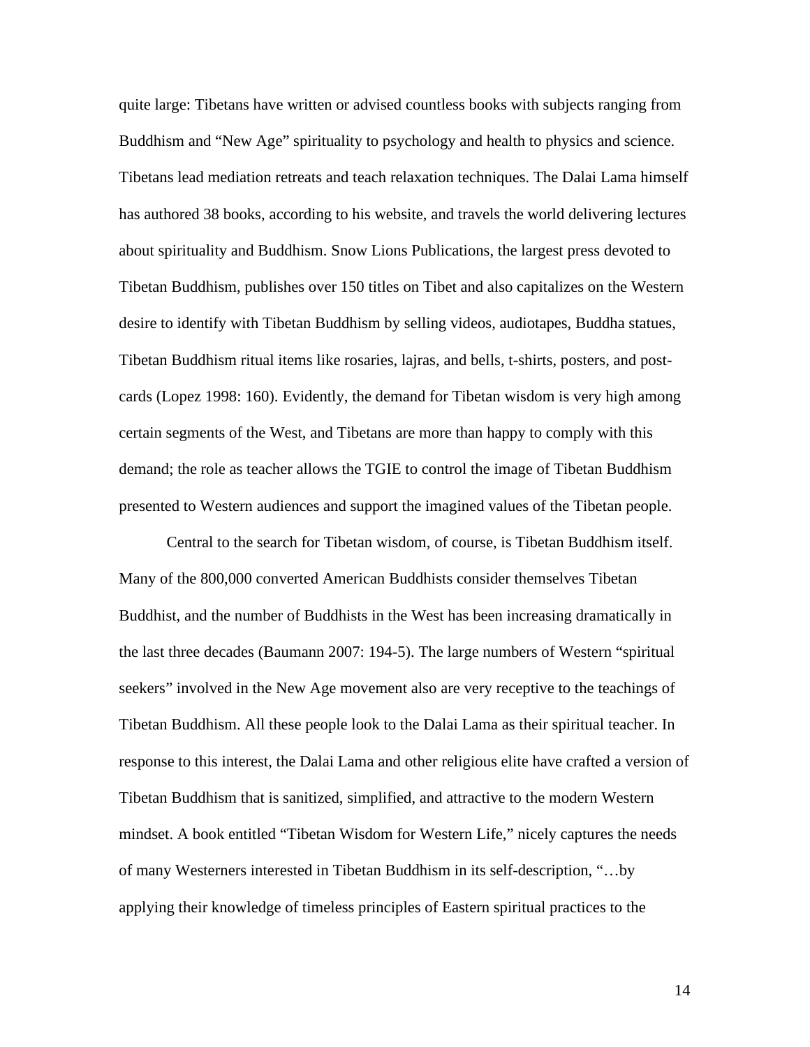quite large: Tibetans have written or advised countless books with subjects ranging from Buddhism and "New Age" spirituality to psychology and health to physics and science. Tibetans lead mediation retreats and teach relaxation techniques. The Dalai Lama himself has authored 38 books, according to his website, and travels the world delivering lectures about spirituality and Buddhism. Snow Lions Publications, the largest press devoted to Tibetan Buddhism, publishes over 150 titles on Tibet and also capitalizes on the Western desire to identify with Tibetan Buddhism by selling videos, audiotapes, Buddha statues, Tibetan Buddhism ritual items like rosaries, lajras, and bells, t-shirts, posters, and post-cards (Lopez 1998: 160). Evidently, the demand for Tibetan wisdom is very high among certain segments of the West, and Tibetans are more than happy to comply with this demand; the role as teacher allows the TGIE to control the image of Tibetan Buddhism presented to Western audiences and support the imagined values of the Tibetan people.

Central to the search for Tibetan wisdom, of course, is Tibetan Buddhism itself. Many of the 800,000 converted American Buddhists consider themselves Tibetan Buddhist, and the number of Buddhists in the West has been increasing dramatically in the last three decades (Baumann 2007: 194-5). The large numbers of Western "spiritual seekers" involved in the New Age movement also are very receptive to the teachings of Tibetan Buddhism. All these people look to the Dalai Lama as their spiritual teacher. In response to this interest, the Dalai Lama and other religious elite have crafted a version of Tibetan Buddhism that is sanitized, simplified, and attractive to the modern Western mindset. A book entitled "Tibetan Wisdom for Western Life," nicely captures the needs of many Westerners interested in Tibetan Buddhism in its self-description, "…by applying their knowledge of timeless principles of Eastern spiritual practices to the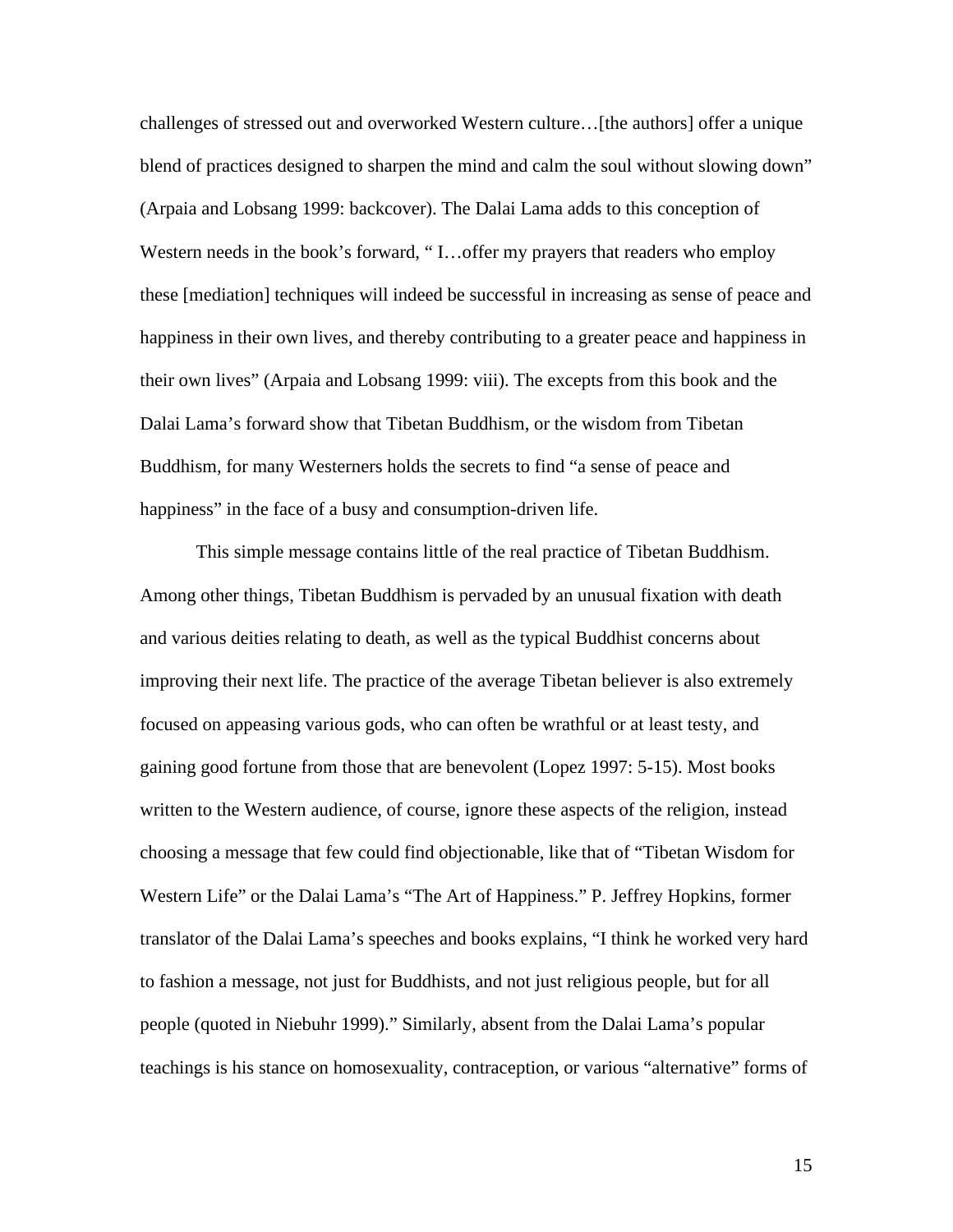challenges of stressed out and overworked Western culture…[the authors] offer a unique blend of practices designed to sharpen the mind and calm the soul without slowing down" (Arpaia and Lobsang 1999: backcover). The Dalai Lama adds to this conception of Western needs in the book's forward, " I…offer my prayers that readers who employ these [mediation] techniques will indeed be successful in increasing as sense of peace and happiness in their own lives, and thereby contributing to a greater peace and happiness in their own lives" (Arpaia and Lobsang 1999: viii). The excepts from this book and the Dalai Lama's forward show that Tibetan Buddhism, or the wisdom from Tibetan Buddhism, for many Westerners holds the secrets to find "a sense of peace and happiness" in the face of a busy and consumption-driven life.

This simple message contains little of the real practice of Tibetan Buddhism. Among other things, Tibetan Buddhism is pervaded by an unusual fixation with death and various deities relating to death, as well as the typical Buddhist concerns about improving their next life. The practice of the average Tibetan believer is also extremely focused on appeasing various gods, who can often be wrathful or at least testy, and gaining good fortune from those that are benevolent (Lopez 1997: 5-15). Most books written to the Western audience, of course, ignore these aspects of the religion, instead choosing a message that few could find objectionable, like that of "Tibetan Wisdom for Western Life" or the Dalai Lama's "The Art of Happiness." P. Jeffrey Hopkins, former translator of the Dalai Lama's speeches and books explains, "I think he worked very hard to fashion a message, not just for Buddhists, and not just religious people, but for all people (quoted in Niebuhr 1999)." Similarly, absent from the Dalai Lama's popular teachings is his stance on homosexuality, contraception, or various "alternative" forms of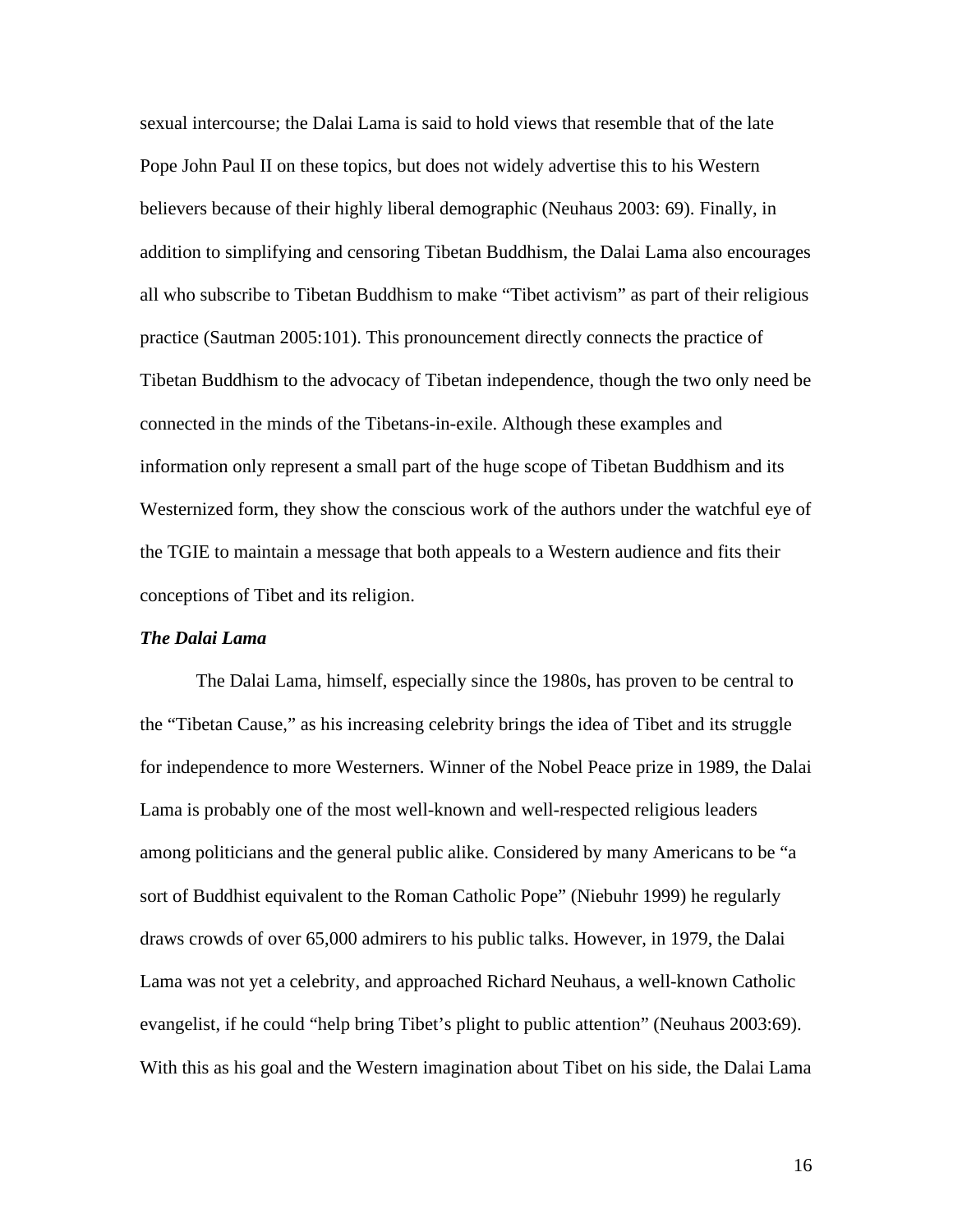sexual intercourse; the Dalai Lama is said to hold views that resemble that of the late Pope John Paul II on these topics, but does not widely advertise this to his Western believers because of their highly liberal demographic (Neuhaus 2003: 69). Finally, in addition to simplifying and censoring Tibetan Buddhism, the Dalai Lama also encourages all who subscribe to Tibetan Buddhism to make "Tibet activism" as part of their religious practice (Sautman 2005:101). This pronouncement directly connects the practice of Tibetan Buddhism to the advocacy of Tibetan independence, though the two only need be connected in the minds of the Tibetans-in-exile. Although these examples and information only represent a small part of the huge scope of Tibetan Buddhism and its Westernized form, they show the conscious work of the authors under the watchful eye of the TGIE to maintain a message that both appeals to a Western audience and fits their conceptions of Tibet and its religion.

***The Dalai Lama***

The Dalai Lama, himself, especially since the 1980s, has proven to be central to the "Tibetan Cause," as his increasing celebrity brings the idea of Tibet and its struggle for independence to more Westerners. Winner of the Nobel Peace prize in 1989, the Dalai Lama is probably one of the most well-known and well-respected religious leaders among politicians and the general public alike. Considered by many Americans to be "a sort of Buddhist equivalent to the Roman Catholic Pope" (Niebuhr 1999) he regularly draws crowds of over 65,000 admirers to his public talks. However, in 1979, the Dalai Lama was not yet a celebrity, and approached Richard Neuhaus, a well-known Catholic evangelist, if he could "help bring Tibet's plight to public attention" (Neuhaus 2003:69). With this as his goal and the Western imagination about Tibet on his side, the Dalai Lama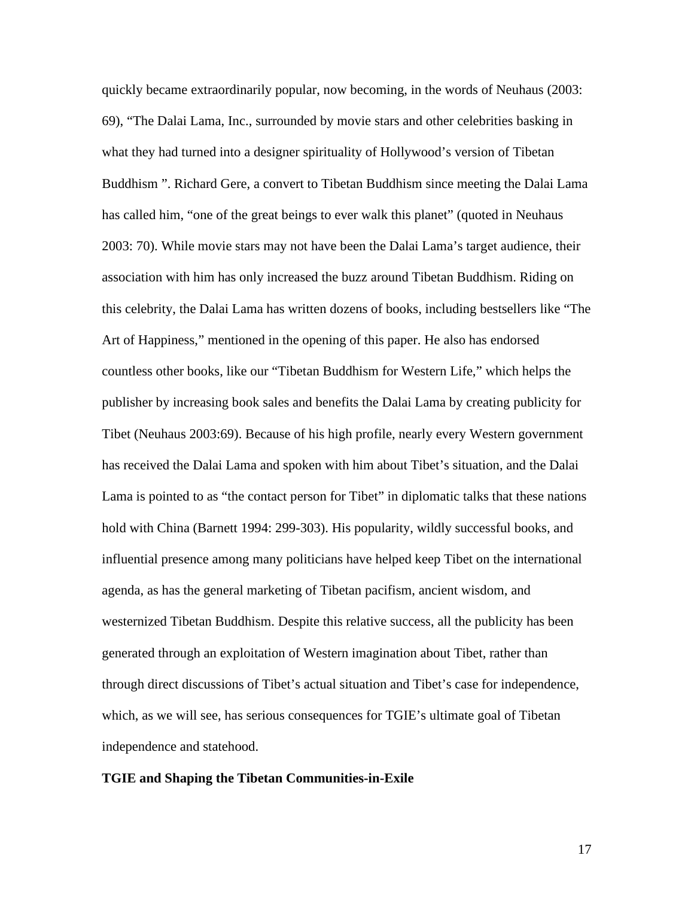quickly became extraordinarily popular, now becoming, in the words of Neuhaus (2003: 69), "The Dalai Lama, Inc., surrounded by movie stars and other celebrities basking in what they had turned into a designer spirituality of Hollywood's version of Tibetan Buddhism ". Richard Gere, a convert to Tibetan Buddhism since meeting the Dalai Lama has called him, "one of the great beings to ever walk this planet" (quoted in Neuhaus 2003: 70). While movie stars may not have been the Dalai Lama's target audience, their association with him has only increased the buzz around Tibetan Buddhism. Riding on this celebrity, the Dalai Lama has written dozens of books, including bestsellers like "The Art of Happiness," mentioned in the opening of this paper. He also has endorsed countless other books, like our "Tibetan Buddhism for Western Life," which helps the publisher by increasing book sales and benefits the Dalai Lama by creating publicity for Tibet (Neuhaus 2003:69). Because of his high profile, nearly every Western government has received the Dalai Lama and spoken with him about Tibet's situation, and the Dalai Lama is pointed to as "the contact person for Tibet" in diplomatic talks that these nations hold with China (Barnett 1994: 299-303). His popularity, wildly successful books, and influential presence among many politicians have helped keep Tibet on the international agenda, as has the general marketing of Tibetan pacifism, ancient wisdom, and westernized Tibetan Buddhism. Despite this relative success, all the publicity has been generated through an exploitation of Western imagination about Tibet, rather than through direct discussions of Tibet's actual situation and Tibet's case for independence, which, as we will see, has serious consequences for TGIE's ultimate goal of Tibetan independence and statehood.

**TGIE and Shaping the Tibetan Communities-in-Exile**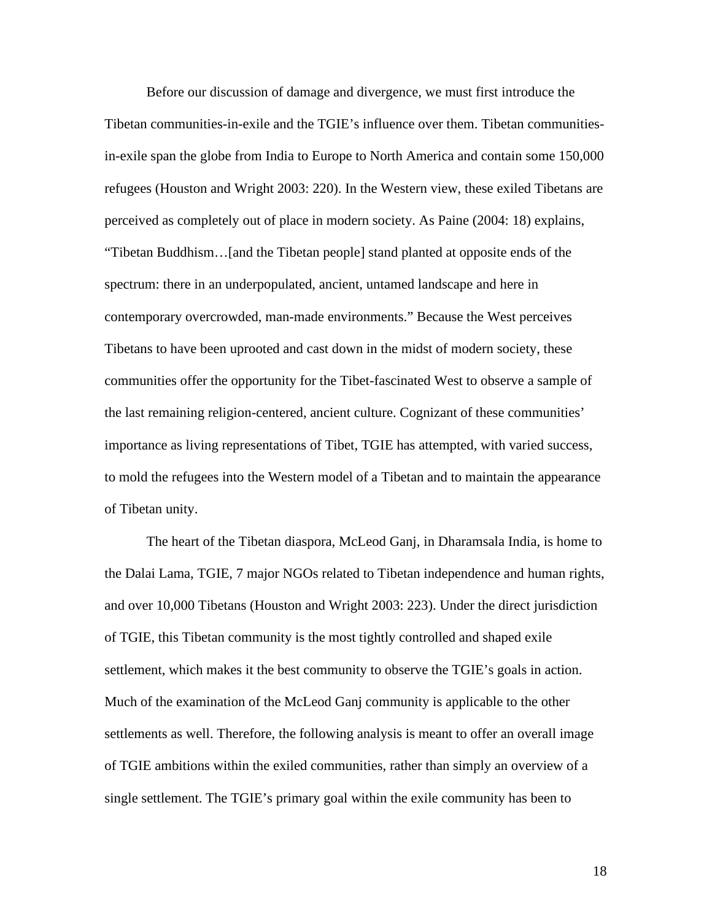Before our discussion of damage and divergence, we must first introduce the Tibetan communities-in-exile and the TGIE's influence over them. Tibetan communities-in-exile span the globe from India to Europe to North America and contain some 150,000 refugees (Houston and Wright 2003: 220). In the Western view, these exiled Tibetans are perceived as completely out of place in modern society. As Paine (2004: 18) explains, "Tibetan Buddhism…[and the Tibetan people] stand planted at opposite ends of the spectrum: there in an underpopulated, ancient, untamed landscape and here in contemporary overcrowded, man-made environments." Because the West perceives Tibetans to have been uprooted and cast down in the midst of modern society, these communities offer the opportunity for the Tibet-fascinated West to observe a sample of the last remaining religion-centered, ancient culture. Cognizant of these communities' importance as living representations of Tibet, TGIE has attempted, with varied success, to mold the refugees into the Western model of a Tibetan and to maintain the appearance of Tibetan unity.

The heart of the Tibetan diaspora, McLeod Ganj, in Dharamsala India, is home to the Dalai Lama, TGIE, 7 major NGOs related to Tibetan independence and human rights, and over 10,000 Tibetans (Houston and Wright 2003: 223). Under the direct jurisdiction of TGIE, this Tibetan community is the most tightly controlled and shaped exile settlement, which makes it the best community to observe the TGIE's goals in action. Much of the examination of the McLeod Ganj community is applicable to the other settlements as well. Therefore, the following analysis is meant to offer an overall image of TGIE ambitions within the exiled communities, rather than simply an overview of a single settlement. The TGIE's primary goal within the exile community has been to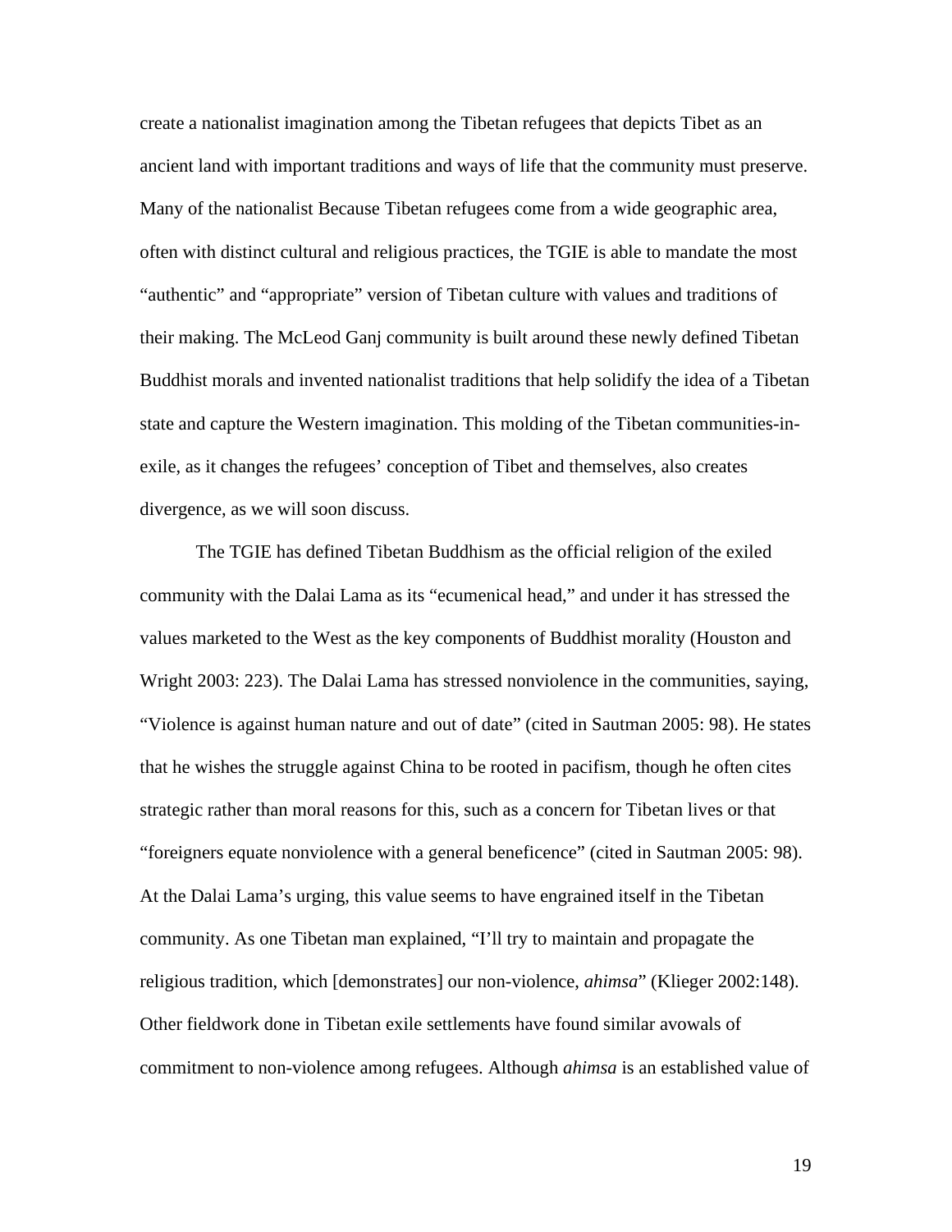create a nationalist imagination among the Tibetan refugees that depicts Tibet as an ancient land with important traditions and ways of life that the community must preserve. Many of the nationalist Because Tibetan refugees come from a wide geographic area, often with distinct cultural and religious practices, the TGIE is able to mandate the most "authentic" and "appropriate" version of Tibetan culture with values and traditions of their making. The McLeod Ganj community is built around these newly defined Tibetan Buddhist morals and invented nationalist traditions that help solidify the idea of a Tibetan state and capture the Western imagination. This molding of the Tibetan communities-in-exile, as it changes the refugees' conception of Tibet and themselves, also creates divergence, as we will soon discuss.

The TGIE has defined Tibetan Buddhism as the official religion of the exiled community with the Dalai Lama as its "ecumenical head," and under it has stressed the values marketed to the West as the key components of Buddhist morality (Houston and Wright 2003: 223). The Dalai Lama has stressed nonviolence in the communities, saying, "Violence is against human nature and out of date" (cited in Sautman 2005: 98). He states that he wishes the struggle against China to be rooted in pacifism, though he often cites strategic rather than moral reasons for this, such as a concern for Tibetan lives or that "foreigners equate nonviolence with a general beneficence" (cited in Sautman 2005: 98). At the Dalai Lama's urging, this value seems to have engrained itself in the Tibetan community. As one Tibetan man explained, "I'll try to maintain and propagate the religious tradition, which [demonstrates] our non-violence, *ahimsa*" (Klieger 2002:148). Other fieldwork done in Tibetan exile settlements have found similar avowals of commitment to non-violence among refugees. Although *ahimsa* is an established value of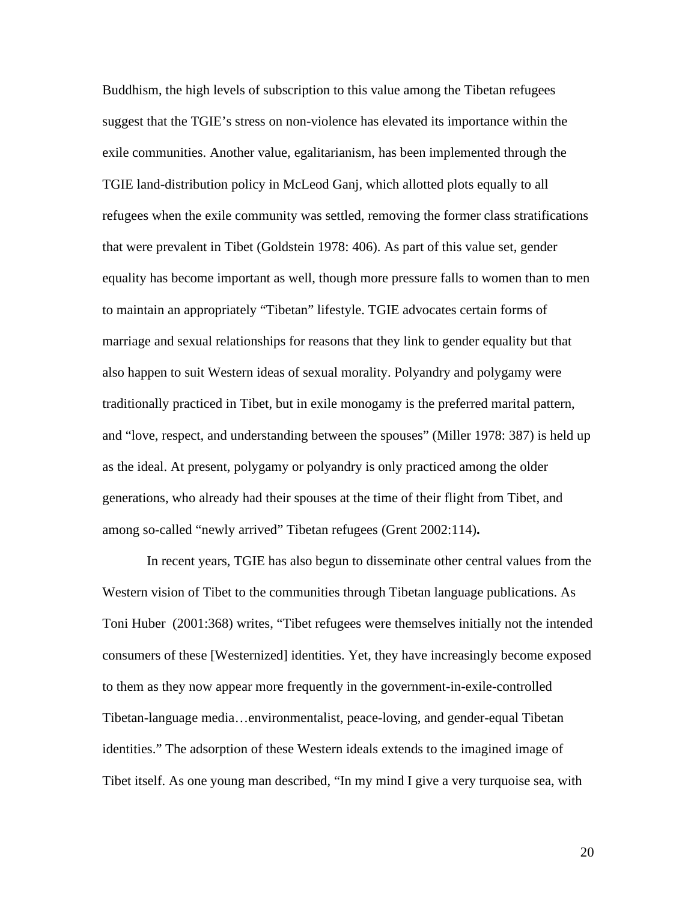Buddhism, the high levels of subscription to this value among the Tibetan refugees suggest that the TGIE's stress on non-violence has elevated its importance within the exile communities. Another value, egalitarianism, has been implemented through the TGIE land-distribution policy in McLeod Ganj, which allotted plots equally to all refugees when the exile community was settled, removing the former class stratifications that were prevalent in Tibet (Goldstein 1978: 406). As part of this value set, gender equality has become important as well, though more pressure falls to women than to men to maintain an appropriately "Tibetan" lifestyle. TGIE advocates certain forms of marriage and sexual relationships for reasons that they link to gender equality but that also happen to suit Western ideas of sexual morality. Polyandry and polygamy were traditionally practiced in Tibet, but in exile monogamy is the preferred marital pattern, and "love, respect, and understanding between the spouses" (Miller 1978: 387) is held up as the ideal. At present, polygamy or polyandry is only practiced among the older generations, who already had their spouses at the time of their flight from Tibet, and among so-called "newly arrived" Tibetan refugees (Grent 2002:114)**.**

In recent years, TGIE has also begun to disseminate other central values from the Western vision of Tibet to the communities through Tibetan language publications. As Toni Huber (2001:368) writes, "Tibet refugees were themselves initially not the intended consumers of these [Westernized] identities. Yet, they have increasingly become exposed to them as they now appear more frequently in the government-in-exile-controlled Tibetan-language media…environmentalist, peace-loving, and gender-equal Tibetan identities." The adsorption of these Western ideals extends to the imagined image of Tibet itself. As one young man described, "In my mind I give a very turquoise sea, with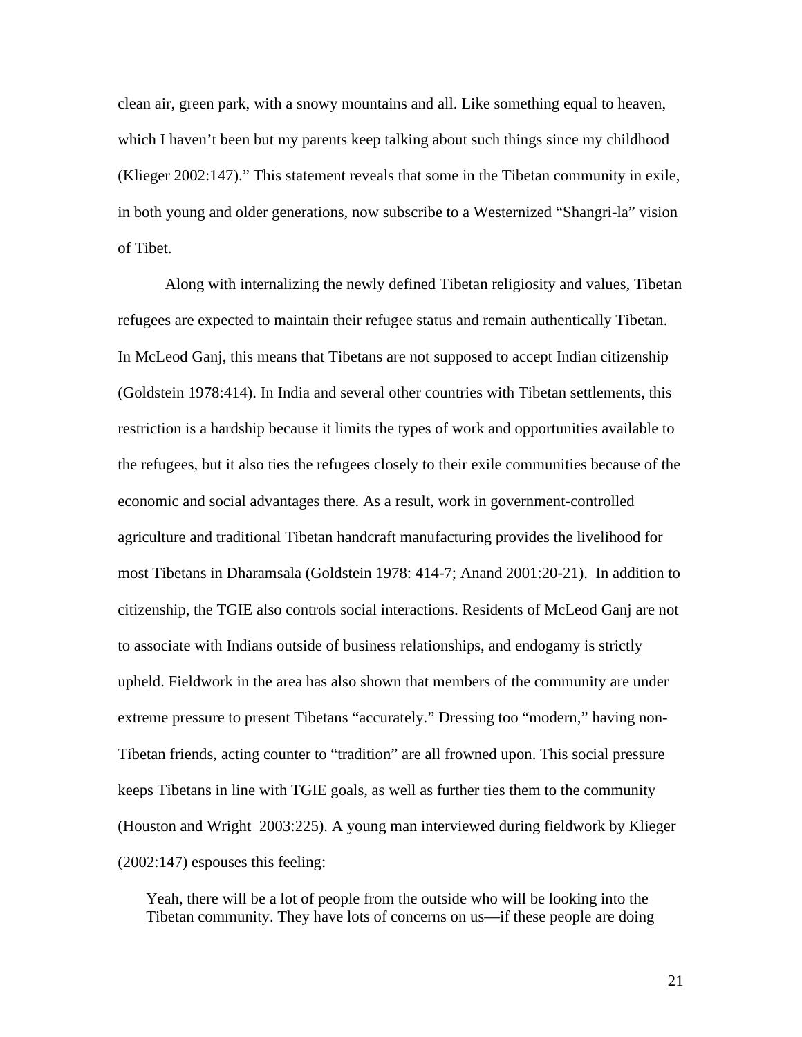clean air, green park, with a snowy mountains and all. Like something equal to heaven, which I haven't been but my parents keep talking about such things since my childhood (Klieger 2002:147)." This statement reveals that some in the Tibetan community in exile, in both young and older generations, now subscribe to a Westernized "Shangri-la" vision of Tibet.

Along with internalizing the newly defined Tibetan religiosity and values, Tibetan refugees are expected to maintain their refugee status and remain authentically Tibetan. In McLeod Ganj, this means that Tibetans are not supposed to accept Indian citizenship (Goldstein 1978:414). In India and several other countries with Tibetan settlements, this restriction is a hardship because it limits the types of work and opportunities available to the refugees, but it also ties the refugees closely to their exile communities because of the economic and social advantages there. As a result, work in government-controlled agriculture and traditional Tibetan handcraft manufacturing provides the livelihood for most Tibetans in Dharamsala (Goldstein 1978: 414-7; Anand 2001:20-21). In addition to citizenship, the TGIE also controls social interactions. Residents of McLeod Ganj are not to associate with Indians outside of business relationships, and endogamy is strictly upheld. Fieldwork in the area has also shown that members of the community are under extreme pressure to present Tibetans "accurately." Dressing too "modern," having non-Tibetan friends, acting counter to "tradition" are all frowned upon. This social pressure keeps Tibetans in line with TGIE goals, as well as further ties them to the community (Houston and Wright 2003:225). A young man interviewed during fieldwork by Klieger (2002:147) espouses this feeling:

> Yeah, there will be a lot of people from the outside who will be looking into the Tibetan community. They have lots of concerns on us—if these people are doing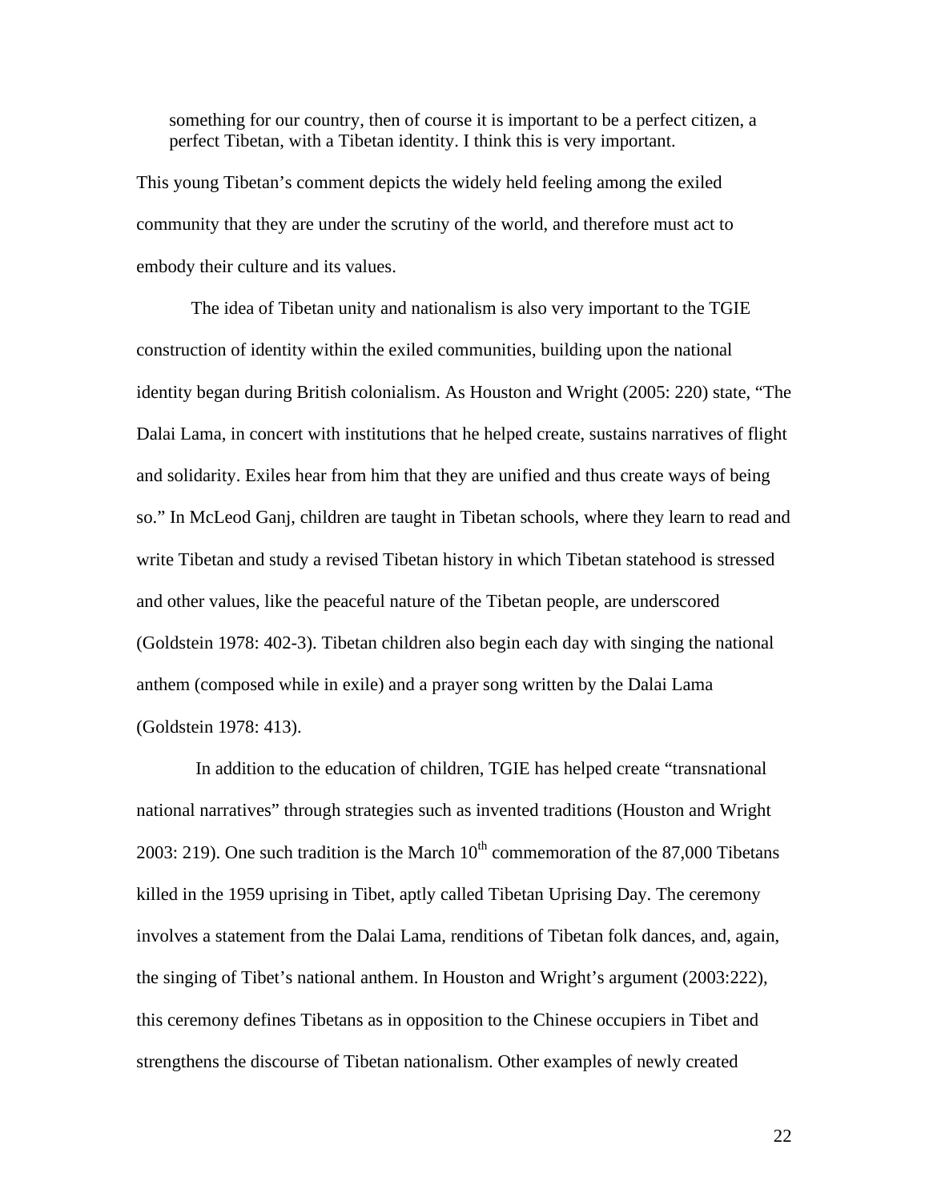> something for our country, then of course it is important to be a perfect citizen, a perfect Tibetan, with a Tibetan identity. I think this is very important.

This young Tibetan's comment depicts the widely held feeling among the exiled community that they are under the scrutiny of the world, and therefore must act to embody their culture and its values.

The idea of Tibetan unity and nationalism is also very important to the TGIE construction of identity within the exiled communities, building upon the national identity began during British colonialism. As Houston and Wright (2005: 220) state, "The Dalai Lama, in concert with institutions that he helped create, sustains narratives of flight and solidarity. Exiles hear from him that they are unified and thus create ways of being so." In McLeod Ganj, children are taught in Tibetan schools, where they learn to read and write Tibetan and study a revised Tibetan history in which Tibetan statehood is stressed and other values, like the peaceful nature of the Tibetan people, are underscored (Goldstein 1978: 402-3). Tibetan children also begin each day with singing the national anthem (composed while in exile) and a prayer song written by the Dalai Lama (Goldstein 1978: 413).

In addition to the education of children, TGIE has helped create "transnational national narratives" through strategies such as invented traditions (Houston and Wright 2003: 219). One such tradition is the March 10th commemoration of the 87,000 Tibetans killed in the 1959 uprising in Tibet, aptly called Tibetan Uprising Day. The ceremony involves a statement from the Dalai Lama, renditions of Tibetan folk dances, and, again, the singing of Tibet's national anthem. In Houston and Wright's argument (2003:222), this ceremony defines Tibetans as in opposition to the Chinese occupiers in Tibet and strengthens the discourse of Tibetan nationalism. Other examples of newly created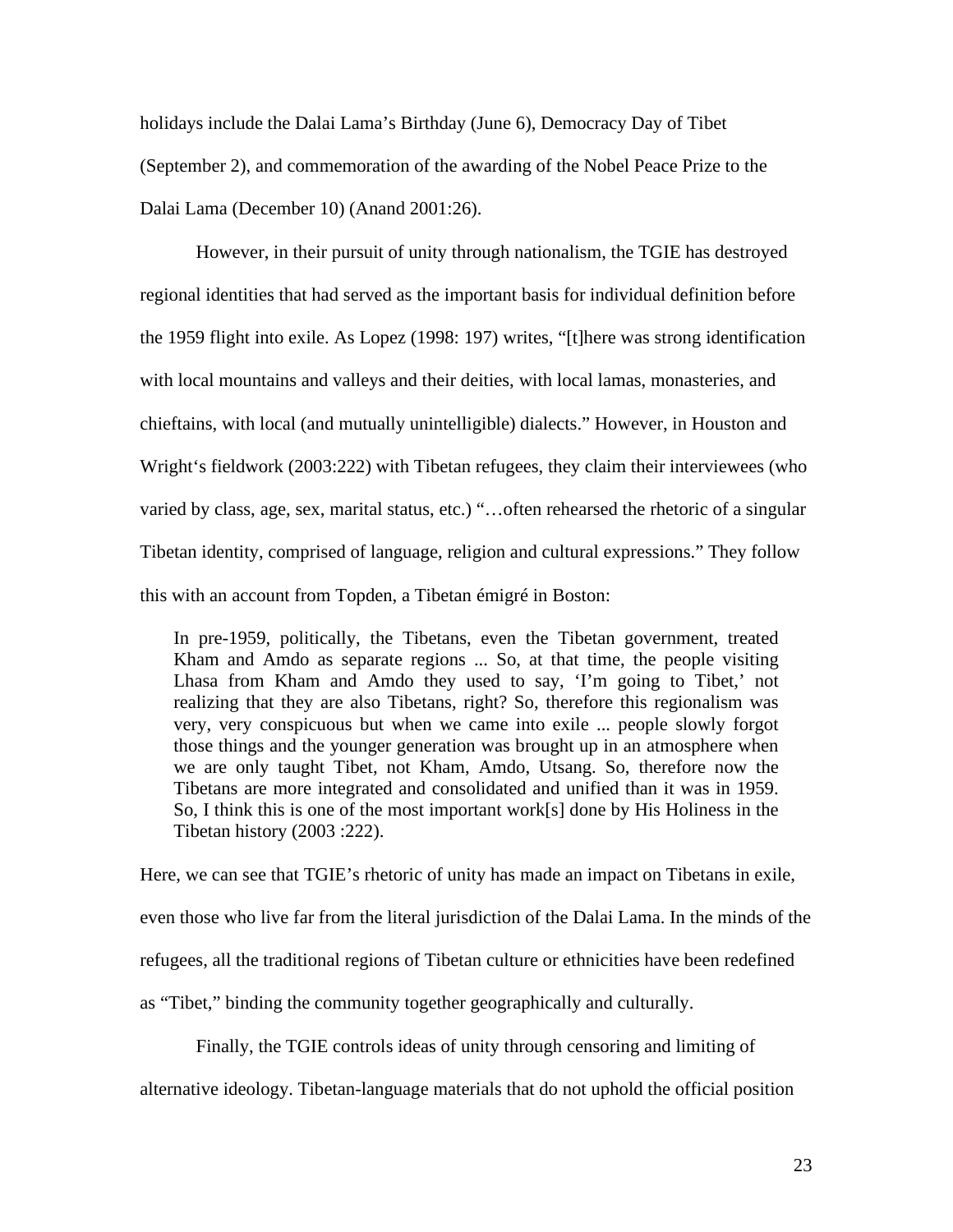holidays include the Dalai Lama's Birthday (June 6), Democracy Day of Tibet (September 2), and commemoration of the awarding of the Nobel Peace Prize to the Dalai Lama (December 10) (Anand 2001:26).

However, in their pursuit of unity through nationalism, the TGIE has destroyed regional identities that had served as the important basis for individual definition before the 1959 flight into exile. As Lopez (1998: 197) writes, "[t]here was strong identification with local mountains and valleys and their deities, with local lamas, monasteries, and chieftains, with local (and mutually unintelligible) dialects." However, in Houston and Wright's fieldwork (2003:222) with Tibetan refugees, they claim their interviewees (who varied by class, age, sex, marital status, etc.) "…often rehearsed the rhetoric of a singular Tibetan identity, comprised of language, religion and cultural expressions." They follow this with an account from Topden, a Tibetan émigré in Boston:

> In pre-1959, politically, the Tibetans, even the Tibetan government, treated Kham and Amdo as separate regions ... So, at that time, the people visiting Lhasa from Kham and Amdo they used to say, 'I'm going to Tibet,' not realizing that they are also Tibetans, right? So, therefore this regionalism was very, very conspicuous but when we came into exile ... people slowly forgot those things and the younger generation was brought up in an atmosphere when we are only taught Tibet, not Kham, Amdo, Utsang. So, therefore now the Tibetans are more integrated and consolidated and unified than it was in 1959. So, I think this is one of the most important work[s] done by His Holiness in the Tibetan history (2003 :222).

Here, we can see that TGIE's rhetoric of unity has made an impact on Tibetans in exile, even those who live far from the literal jurisdiction of the Dalai Lama. In the minds of the refugees, all the traditional regions of Tibetan culture or ethnicities have been redefined as "Tibet," binding the community together geographically and culturally.

Finally, the TGIE controls ideas of unity through censoring and limiting of alternative ideology. Tibetan-language materials that do not uphold the official position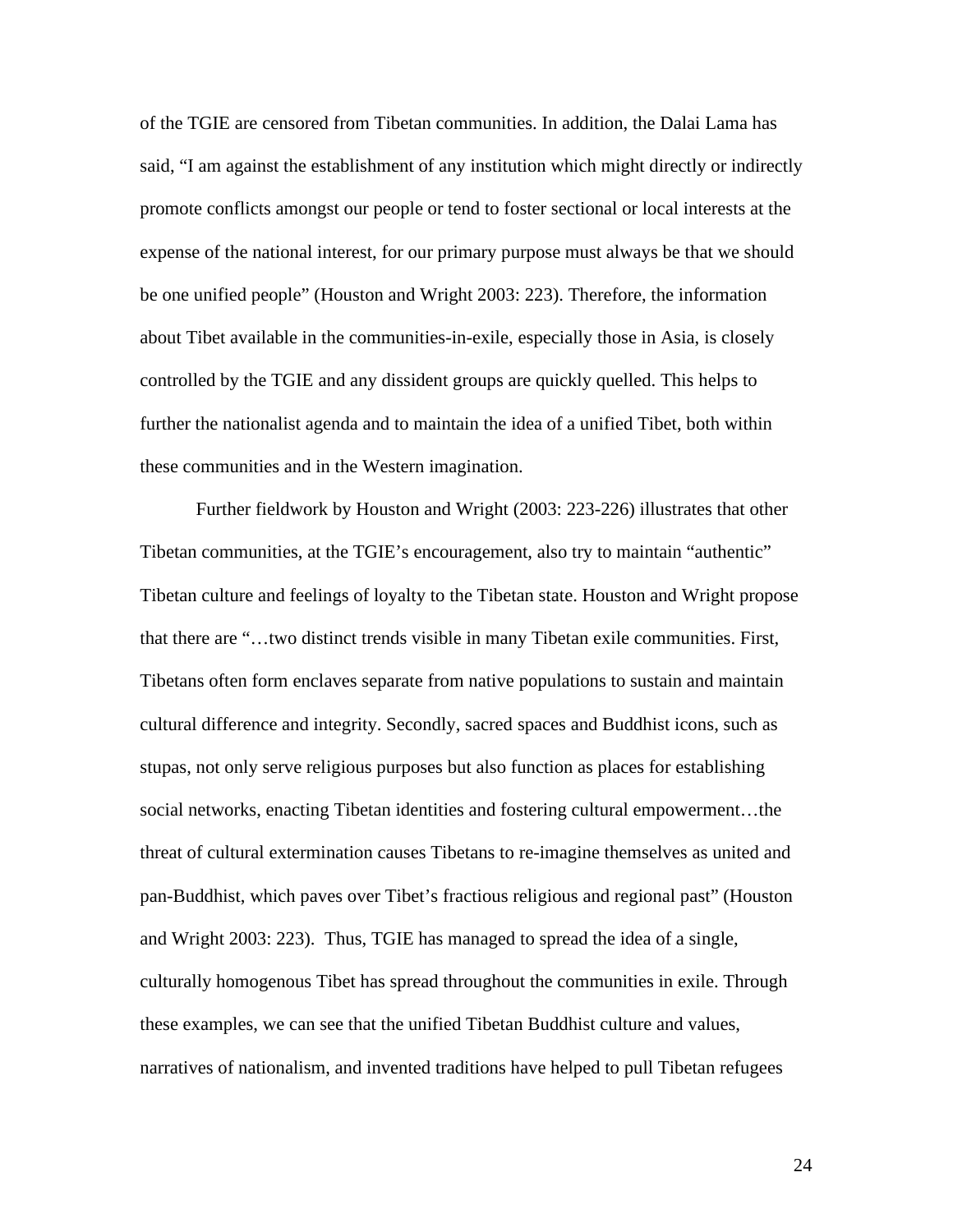of the TGIE are censored from Tibetan communities. In addition, the Dalai Lama has said, "I am against the establishment of any institution which might directly or indirectly promote conflicts amongst our people or tend to foster sectional or local interests at the expense of the national interest, for our primary purpose must always be that we should be one unified people" (Houston and Wright 2003: 223). Therefore, the information about Tibet available in the communities-in-exile, especially those in Asia, is closely controlled by the TGIE and any dissident groups are quickly quelled. This helps to further the nationalist agenda and to maintain the idea of a unified Tibet, both within these communities and in the Western imagination.

Further fieldwork by Houston and Wright (2003: 223-226) illustrates that other Tibetan communities, at the TGIE's encouragement, also try to maintain "authentic" Tibetan culture and feelings of loyalty to the Tibetan state. Houston and Wright propose that there are "…two distinct trends visible in many Tibetan exile communities. First, Tibetans often form enclaves separate from native populations to sustain and maintain cultural difference and integrity. Secondly, sacred spaces and Buddhist icons, such as stupas, not only serve religious purposes but also function as places for establishing social networks, enacting Tibetan identities and fostering cultural empowerment…the threat of cultural extermination causes Tibetans to re-imagine themselves as united and pan-Buddhist, which paves over Tibet's fractious religious and regional past" (Houston and Wright 2003: 223). Thus, TGIE has managed to spread the idea of a single, culturally homogenous Tibet has spread throughout the communities in exile. Through these examples, we can see that the unified Tibetan Buddhist culture and values, narratives of nationalism, and invented traditions have helped to pull Tibetan refugees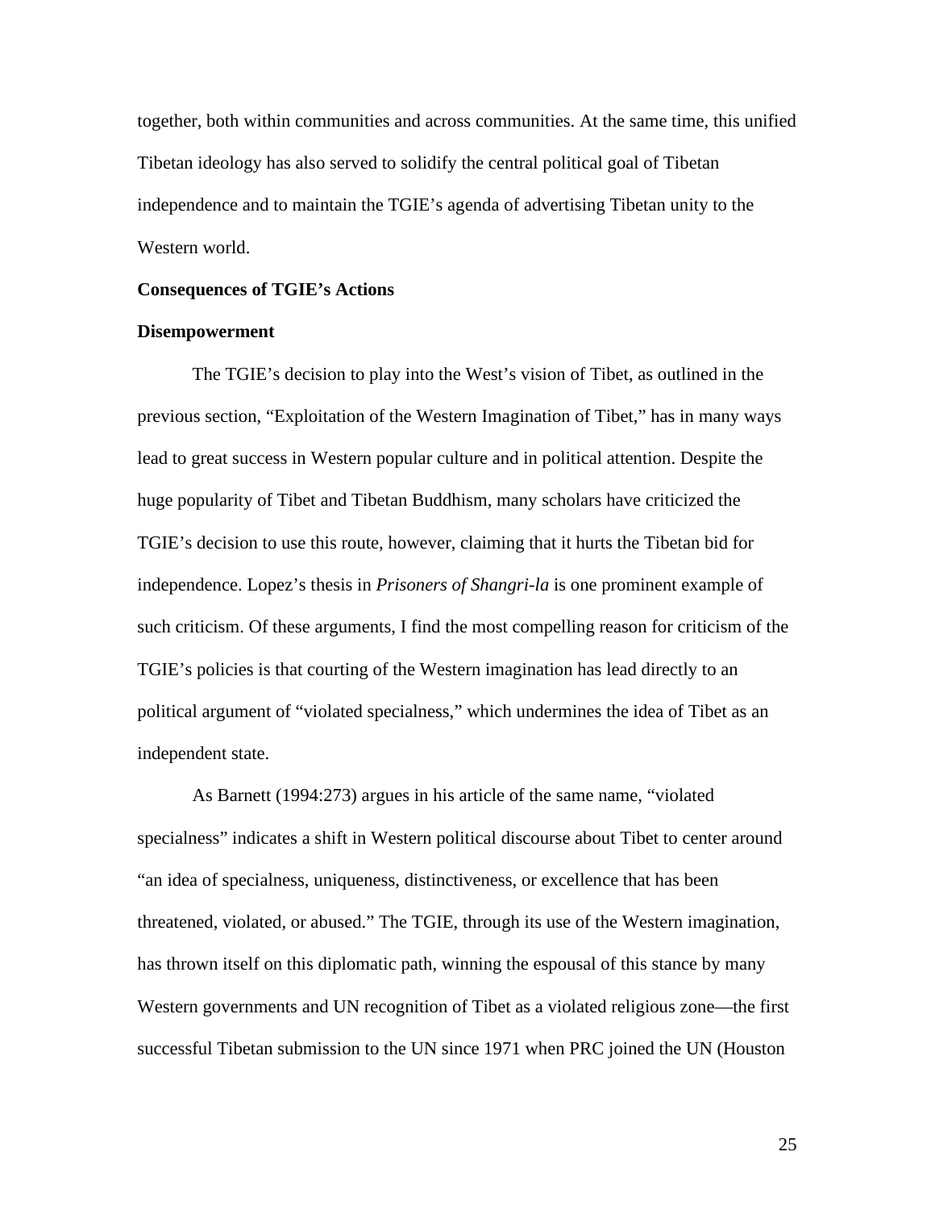together, both within communities and across communities. At the same time, this unified Tibetan ideology has also served to solidify the central political goal of Tibetan independence and to maintain the TGIE's agenda of advertising Tibetan unity to the Western world.

## Consequences of TGIE's Actions

### Disempowerment

The TGIE's decision to play into the West's vision of Tibet, as outlined in the previous section, "Exploitation of the Western Imagination of Tibet," has in many ways lead to great success in Western popular culture and in political attention. Despite the huge popularity of Tibet and Tibetan Buddhism, many scholars have criticized the TGIE's decision to use this route, however, claiming that it hurts the Tibetan bid for independence. Lopez's thesis in *Prisoners of Shangri-la* is one prominent example of such criticism. Of these arguments, I find the most compelling reason for criticism of the TGIE's policies is that courting of the Western imagination has lead directly to an political argument of "violated specialness," which undermines the idea of Tibet as an independent state.

As Barnett (1994:273) argues in his article of the same name, "violated specialness" indicates a shift in Western political discourse about Tibet to center around "an idea of specialness, uniqueness, distinctiveness, or excellence that has been threatened, violated, or abused." The TGIE, through its use of the Western imagination, has thrown itself on this diplomatic path, winning the espousal of this stance by many Western governments and UN recognition of Tibet as a violated religious zone—the first successful Tibetan submission to the UN since 1971 when PRC joined the UN (Houston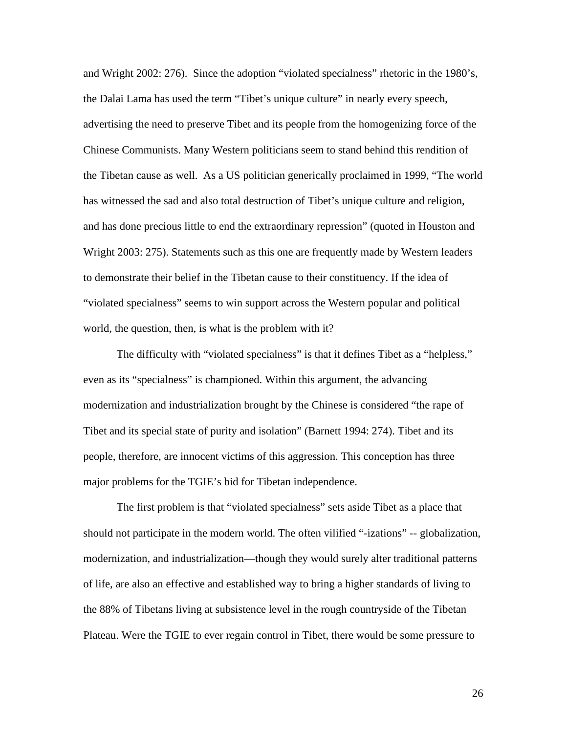and Wright 2002: 276). Since the adoption "violated specialness" rhetoric in the 1980's, the Dalai Lama has used the term "Tibet's unique culture" in nearly every speech, advertising the need to preserve Tibet and its people from the homogenizing force of the Chinese Communists. Many Western politicians seem to stand behind this rendition of the Tibetan cause as well. As a US politician generically proclaimed in 1999, "The world has witnessed the sad and also total destruction of Tibet's unique culture and religion, and has done precious little to end the extraordinary repression" (quoted in Houston and Wright 2003: 275). Statements such as this one are frequently made by Western leaders to demonstrate their belief in the Tibetan cause to their constituency. If the idea of "violated specialness" seems to win support across the Western popular and political world, the question, then, is what is the problem with it?

The difficulty with "violated specialness" is that it defines Tibet as a "helpless," even as its "specialness" is championed. Within this argument, the advancing modernization and industrialization brought by the Chinese is considered "the rape of Tibet and its special state of purity and isolation" (Barnett 1994: 274). Tibet and its people, therefore, are innocent victims of this aggression. This conception has three major problems for the TGIE's bid for Tibetan independence.

The first problem is that "violated specialness" sets aside Tibet as a place that should not participate in the modern world. The often vilified "-izations" -- globalization, modernization, and industrialization—though they would surely alter traditional patterns of life, are also an effective and established way to bring a higher standards of living to the 88% of Tibetans living at subsistence level in the rough countryside of the Tibetan Plateau. Were the TGIE to ever regain control in Tibet, there would be some pressure to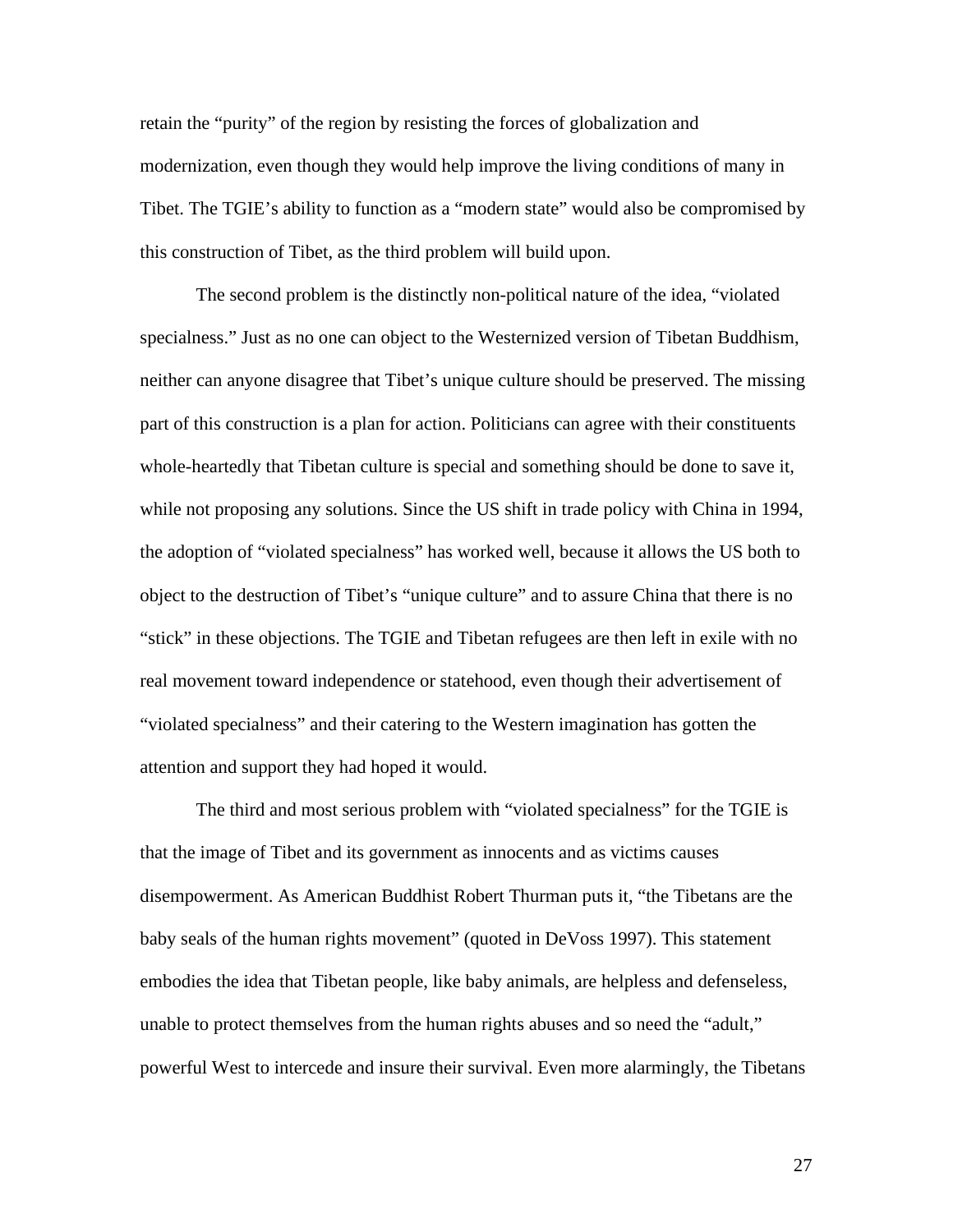retain the "purity" of the region by resisting the forces of globalization and modernization, even though they would help improve the living conditions of many in Tibet. The TGIE's ability to function as a "modern state" would also be compromised by this construction of Tibet, as the third problem will build upon.

The second problem is the distinctly non-political nature of the idea, "violated specialness." Just as no one can object to the Westernized version of Tibetan Buddhism, neither can anyone disagree that Tibet's unique culture should be preserved. The missing part of this construction is a plan for action. Politicians can agree with their constituents whole-heartedly that Tibetan culture is special and something should be done to save it, while not proposing any solutions. Since the US shift in trade policy with China in 1994, the adoption of "violated specialness" has worked well, because it allows the US both to object to the destruction of Tibet's "unique culture" and to assure China that there is no "stick" in these objections. The TGIE and Tibetan refugees are then left in exile with no real movement toward independence or statehood, even though their advertisement of "violated specialness" and their catering to the Western imagination has gotten the attention and support they had hoped it would.

The third and most serious problem with "violated specialness" for the TGIE is that the image of Tibet and its government as innocents and as victims causes disempowerment. As American Buddhist Robert Thurman puts it, "the Tibetans are the baby seals of the human rights movement" (quoted in DeVoss 1997). This statement embodies the idea that Tibetan people, like baby animals, are helpless and defenseless, unable to protect themselves from the human rights abuses and so need the "adult," powerful West to intercede and insure their survival. Even more alarmingly, the Tibetans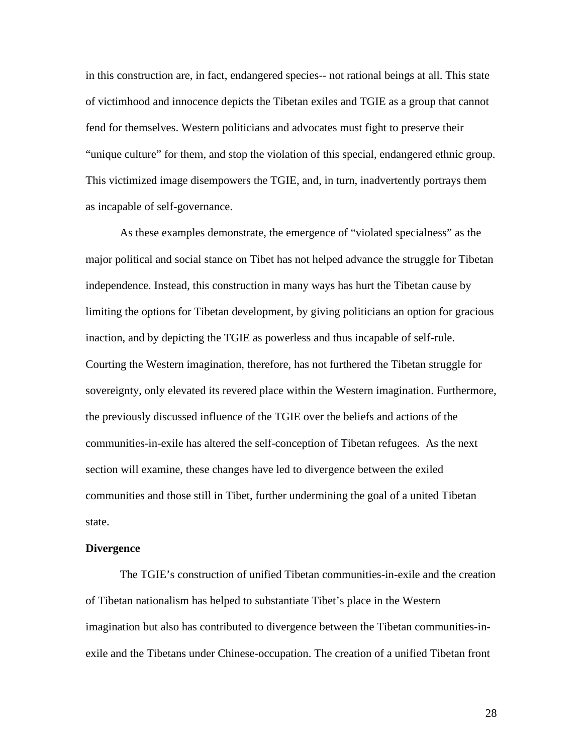in this construction are, in fact, endangered species-- not rational beings at all. This state of victimhood and innocence depicts the Tibetan exiles and TGIE as a group that cannot fend for themselves. Western politicians and advocates must fight to preserve their "unique culture" for them, and stop the violation of this special, endangered ethnic group. This victimized image disempowers the TGIE, and, in turn, inadvertently portrays them as incapable of self-governance.

As these examples demonstrate, the emergence of "violated specialness" as the major political and social stance on Tibet has not helped advance the struggle for Tibetan independence. Instead, this construction in many ways has hurt the Tibetan cause by limiting the options for Tibetan development, by giving politicians an option for gracious inaction, and by depicting the TGIE as powerless and thus incapable of self-rule. Courting the Western imagination, therefore, has not furthered the Tibetan struggle for sovereignty, only elevated its revered place within the Western imagination. Furthermore, the previously discussed influence of the TGIE over the beliefs and actions of the communities-in-exile has altered the self-conception of Tibetan refugees. As the next section will examine, these changes have led to divergence between the exiled communities and those still in Tibet, further undermining the goal of a united Tibetan state.

**Divergence**

The TGIE's construction of unified Tibetan communities-in-exile and the creation of Tibetan nationalism has helped to substantiate Tibet's place in the Western imagination but also has contributed to divergence between the Tibetan communities-in-exile and the Tibetans under Chinese-occupation. The creation of a unified Tibetan front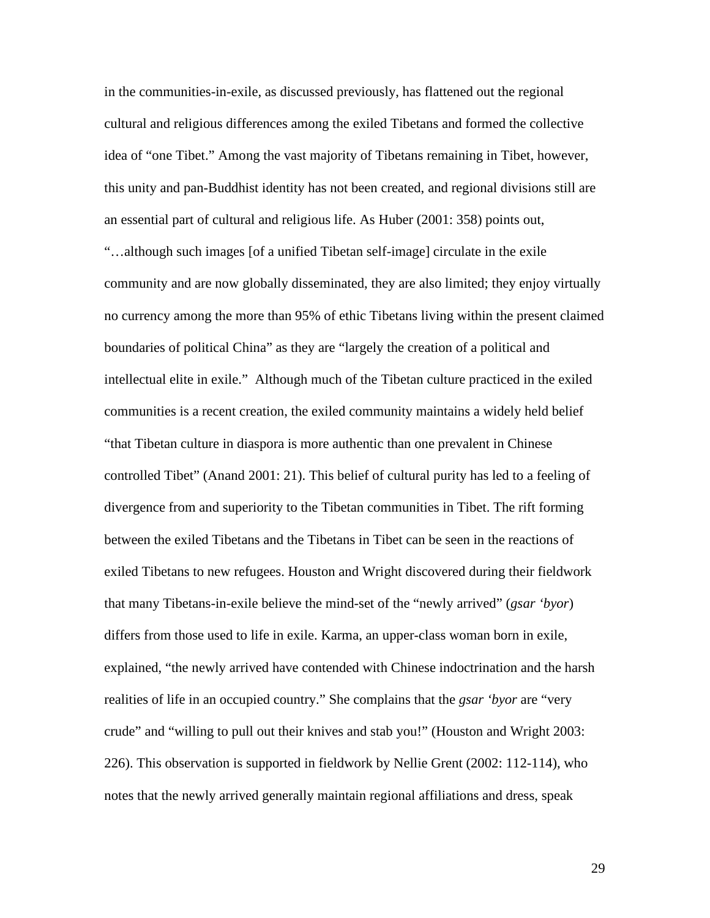in the communities-in-exile, as discussed previously, has flattened out the regional cultural and religious differences among the exiled Tibetans and formed the collective idea of "one Tibet." Among the vast majority of Tibetans remaining in Tibet, however, this unity and pan-Buddhist identity has not been created, and regional divisions still are an essential part of cultural and religious life. As Huber (2001: 358) points out, "…although such images [of a unified Tibetan self-image] circulate in the exile community and are now globally disseminated, they are also limited; they enjoy virtually no currency among the more than 95% of ethic Tibetans living within the present claimed boundaries of political China" as they are "largely the creation of a political and intellectual elite in exile." Although much of the Tibetan culture practiced in the exiled communities is a recent creation, the exiled community maintains a widely held belief "that Tibetan culture in diaspora is more authentic than one prevalent in Chinese controlled Tibet" (Anand 2001: 21). This belief of cultural purity has led to a feeling of divergence from and superiority to the Tibetan communities in Tibet. The rift forming between the exiled Tibetans and the Tibetans in Tibet can be seen in the reactions of exiled Tibetans to new refugees. Houston and Wright discovered during their fieldwork that many Tibetans-in-exile believe the mind-set of the "newly arrived" (*gsar 'byor*) differs from those used to life in exile. Karma, an upper-class woman born in exile, explained, "the newly arrived have contended with Chinese indoctrination and the harsh realities of life in an occupied country." She complains that the *gsar 'byor* are "very crude" and "willing to pull out their knives and stab you!" (Houston and Wright 2003: 226). This observation is supported in fieldwork by Nellie Grent (2002: 112-114), who notes that the newly arrived generally maintain regional affiliations and dress, speak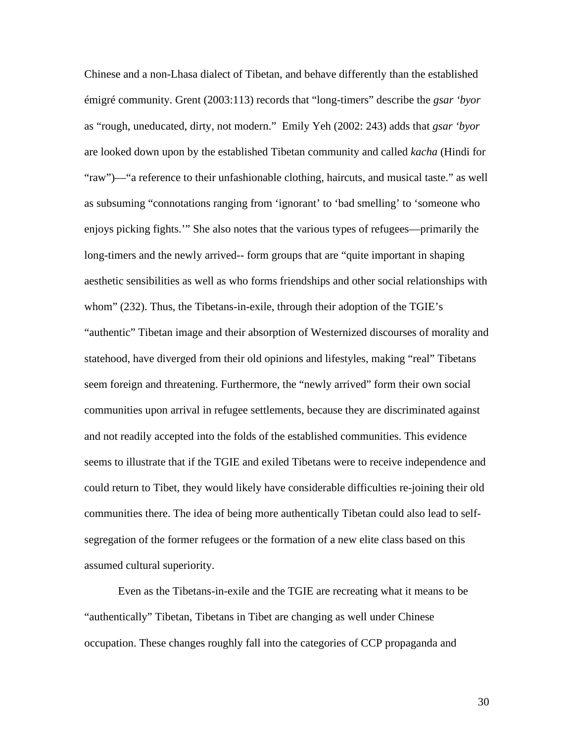Chinese and a non-Lhasa dialect of Tibetan, and behave differently than the established émigré community. Grent (2003:113) records that "long-timers" describe the *gsar 'byor* as "rough, uneducated, dirty, not modern." Emily Yeh (2002: 243) adds that *gsar 'byor* are looked down upon by the established Tibetan community and called *kacha* (Hindi for "raw")—"a reference to their unfashionable clothing, haircuts, and musical taste." as well as subsuming "connotations ranging from 'ignorant' to 'bad smelling' to 'someone who enjoys picking fights.'" She also notes that the various types of refugees—primarily the long-timers and the newly arrived-- form groups that are "quite important in shaping aesthetic sensibilities as well as who forms friendships and other social relationships with whom" (232). Thus, the Tibetans-in-exile, through their adoption of the TGIE's "authentic" Tibetan image and their absorption of Westernized discourses of morality and statehood, have diverged from their old opinions and lifestyles, making "real" Tibetans seem foreign and threatening. Furthermore, the "newly arrived" form their own social communities upon arrival in refugee settlements, because they are discriminated against and not readily accepted into the folds of the established communities. This evidence seems to illustrate that if the TGIE and exiled Tibetans were to receive independence and could return to Tibet, they would likely have considerable difficulties re-joining their old communities there. The idea of being more authentically Tibetan could also lead to self-segregation of the former refugees or the formation of a new elite class based on this assumed cultural superiority.

Even as the Tibetans-in-exile and the TGIE are recreating what it means to be "authentically" Tibetan, Tibetans in Tibet are changing as well under Chinese occupation. These changes roughly fall into the categories of CCP propaganda and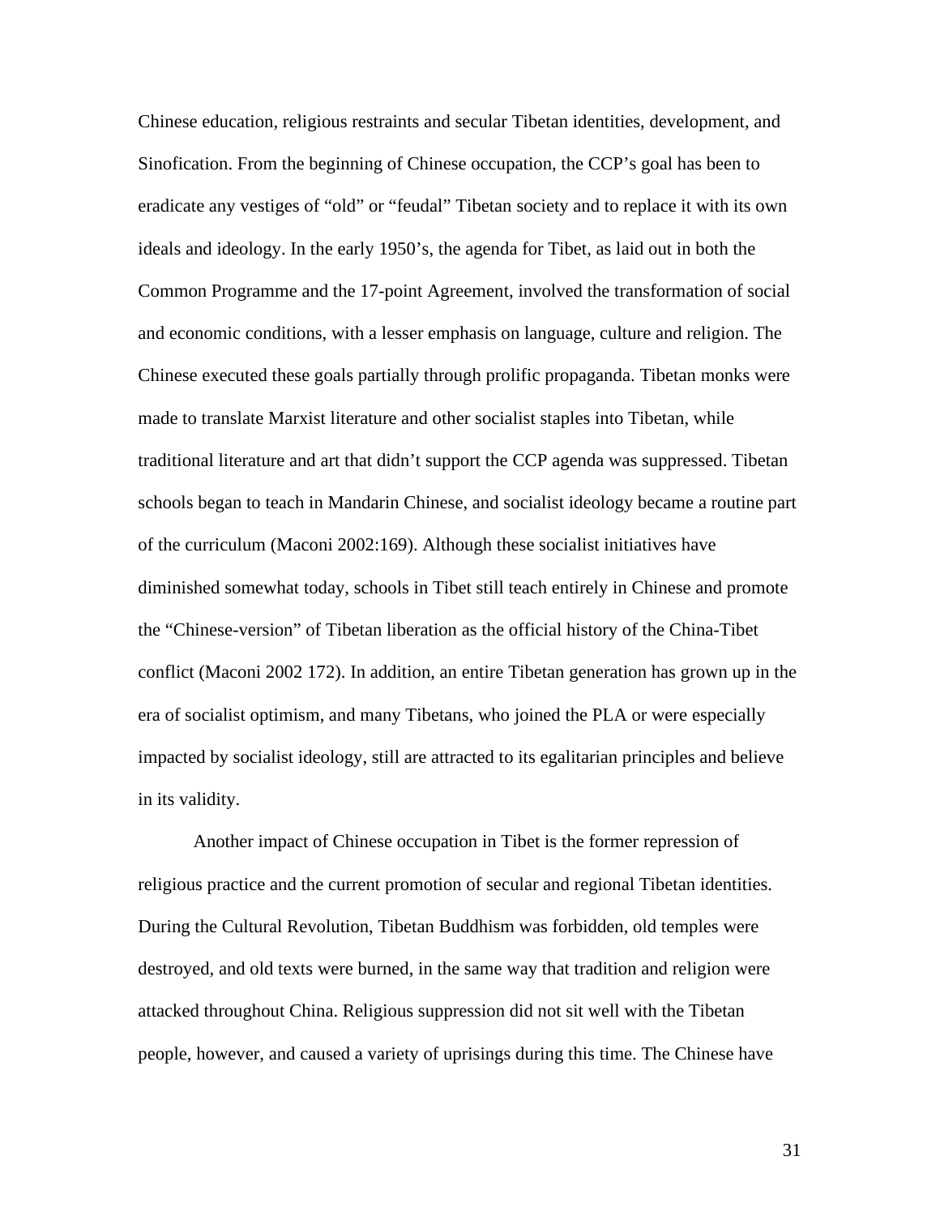Chinese education, religious restraints and secular Tibetan identities, development, and Sinofication. From the beginning of Chinese occupation, the CCP's goal has been to eradicate any vestiges of "old" or "feudal" Tibetan society and to replace it with its own ideals and ideology. In the early 1950's, the agenda for Tibet, as laid out in both the Common Programme and the 17-point Agreement, involved the transformation of social and economic conditions, with a lesser emphasis on language, culture and religion. The Chinese executed these goals partially through prolific propaganda. Tibetan monks were made to translate Marxist literature and other socialist staples into Tibetan, while traditional literature and art that didn't support the CCP agenda was suppressed. Tibetan schools began to teach in Mandarin Chinese, and socialist ideology became a routine part of the curriculum (Maconi 2002:169). Although these socialist initiatives have diminished somewhat today, schools in Tibet still teach entirely in Chinese and promote the "Chinese-version" of Tibetan liberation as the official history of the China-Tibet conflict (Maconi 2002 172). In addition, an entire Tibetan generation has grown up in the era of socialist optimism, and many Tibetans, who joined the PLA or were especially impacted by socialist ideology, still are attracted to its egalitarian principles and believe in its validity.

Another impact of Chinese occupation in Tibet is the former repression of religious practice and the current promotion of secular and regional Tibetan identities. During the Cultural Revolution, Tibetan Buddhism was forbidden, old temples were destroyed, and old texts were burned, in the same way that tradition and religion were attacked throughout China. Religious suppression did not sit well with the Tibetan people, however, and caused a variety of uprisings during this time. The Chinese have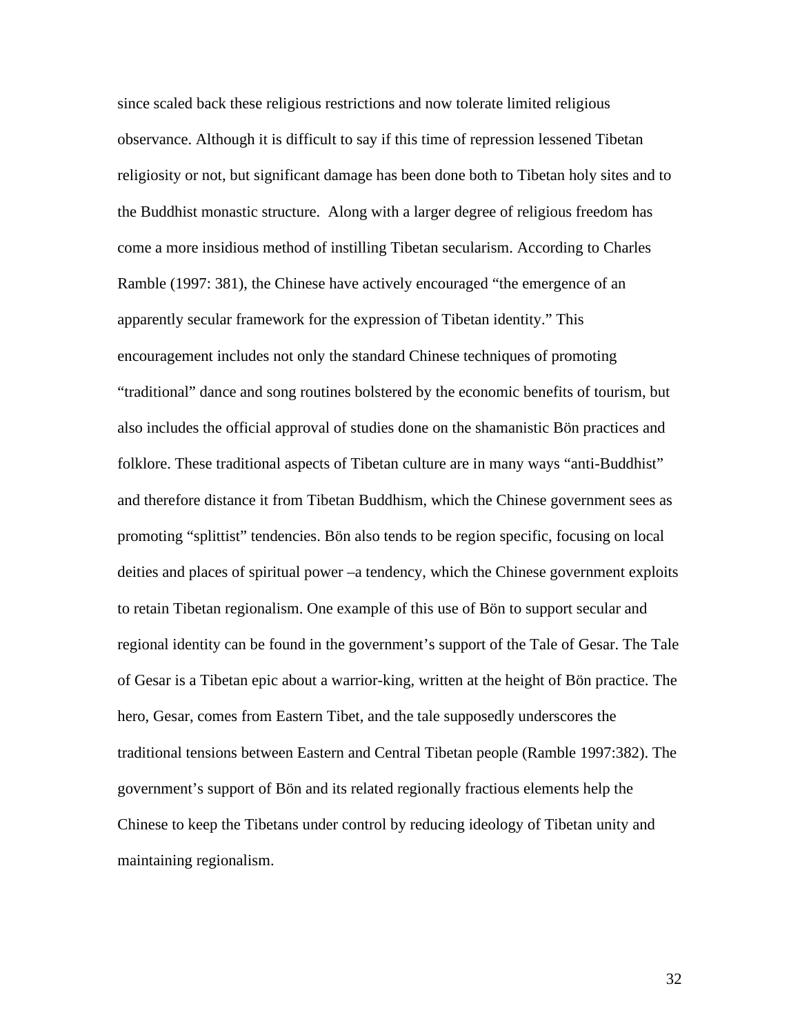since scaled back these religious restrictions and now tolerate limited religious observance. Although it is difficult to say if this time of repression lessened Tibetan religiosity or not, but significant damage has been done both to Tibetan holy sites and to the Buddhist monastic structure. Along with a larger degree of religious freedom has come a more insidious method of instilling Tibetan secularism. According to Charles Ramble (1997: 381), the Chinese have actively encouraged "the emergence of an apparently secular framework for the expression of Tibetan identity." This encouragement includes not only the standard Chinese techniques of promoting "traditional" dance and song routines bolstered by the economic benefits of tourism, but also includes the official approval of studies done on the shamanistic Bön practices and folklore. These traditional aspects of Tibetan culture are in many ways "anti-Buddhist" and therefore distance it from Tibetan Buddhism, which the Chinese government sees as promoting "splittist" tendencies. Bön also tends to be region specific, focusing on local deities and places of spiritual power –a tendency, which the Chinese government exploits to retain Tibetan regionalism. One example of this use of Bön to support secular and regional identity can be found in the government's support of the Tale of Gesar. The Tale of Gesar is a Tibetan epic about a warrior-king, written at the height of Bön practice. The hero, Gesar, comes from Eastern Tibet, and the tale supposedly underscores the traditional tensions between Eastern and Central Tibetan people (Ramble 1997:382). The government's support of Bön and its related regionally fractious elements help the Chinese to keep the Tibetans under control by reducing ideology of Tibetan unity and maintaining regionalism.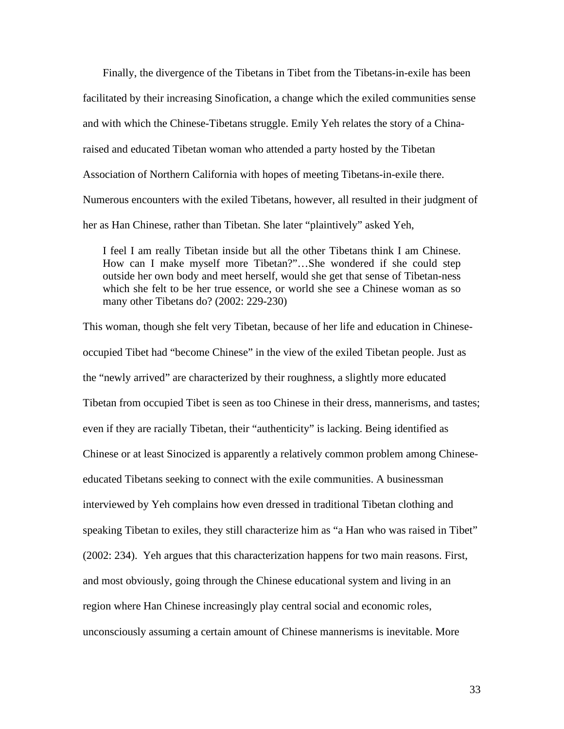Finally, the divergence of the Tibetans in Tibet from the Tibetans-in-exile has been facilitated by their increasing Sinofication, a change which the exiled communities sense and with which the Chinese-Tibetans struggle. Emily Yeh relates the story of a China-raised and educated Tibetan woman who attended a party hosted by the Tibetan Association of Northern California with hopes of meeting Tibetans-in-exile there. Numerous encounters with the exiled Tibetans, however, all resulted in their judgment of her as Han Chinese, rather than Tibetan. She later "plaintively" asked Yeh,

> I feel I am really Tibetan inside but all the other Tibetans think I am Chinese. How can I make myself more Tibetan?"…She wondered if she could step outside her own body and meet herself, would she get that sense of Tibetan-ness which she felt to be her true essence, or world she see a Chinese woman as so many other Tibetans do? (2002: 229-230)

This woman, though she felt very Tibetan, because of her life and education in Chinese-occupied Tibet had "become Chinese" in the view of the exiled Tibetan people. Just as the "newly arrived" are characterized by their roughness, a slightly more educated Tibetan from occupied Tibet is seen as too Chinese in their dress, mannerisms, and tastes; even if they are racially Tibetan, their "authenticity" is lacking. Being identified as Chinese or at least Sinocized is apparently a relatively common problem among Chinese-educated Tibetans seeking to connect with the exile communities. A businessman interviewed by Yeh complains how even dressed in traditional Tibetan clothing and speaking Tibetan to exiles, they still characterize him as "a Han who was raised in Tibet" (2002: 234). Yeh argues that this characterization happens for two main reasons. First, and most obviously, going through the Chinese educational system and living in an region where Han Chinese increasingly play central social and economic roles, unconsciously assuming a certain amount of Chinese mannerisms is inevitable. More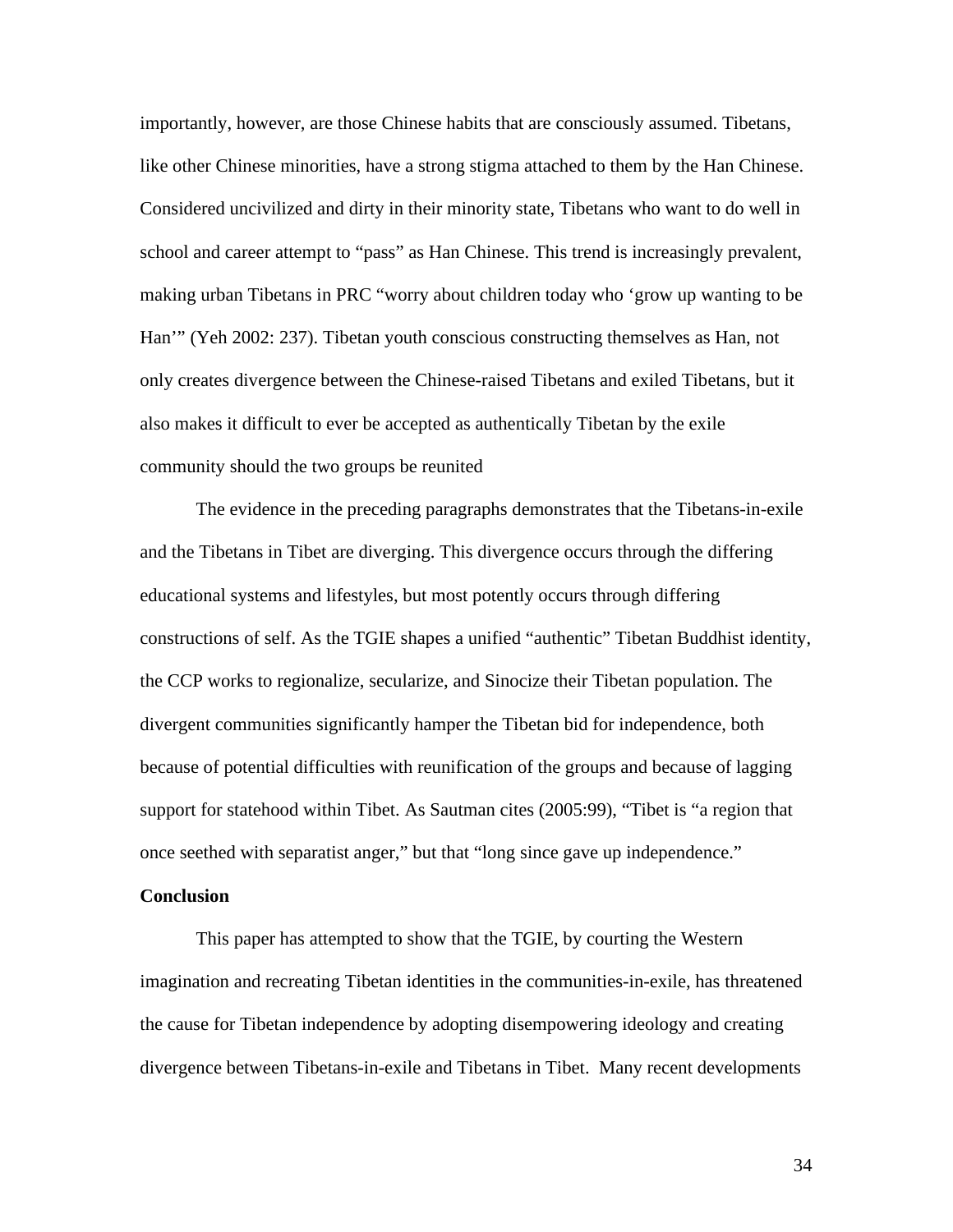importantly, however, are those Chinese habits that are consciously assumed. Tibetans, like other Chinese minorities, have a strong stigma attached to them by the Han Chinese. Considered uncivilized and dirty in their minority state, Tibetans who want to do well in school and career attempt to "pass" as Han Chinese. This trend is increasingly prevalent, making urban Tibetans in PRC "worry about children today who 'grow up wanting to be Han'" (Yeh 2002: 237). Tibetan youth conscious constructing themselves as Han, not only creates divergence between the Chinese-raised Tibetans and exiled Tibetans, but it also makes it difficult to ever be accepted as authentically Tibetan by the exile community should the two groups be reunited

The evidence in the preceding paragraphs demonstrates that the Tibetans-in-exile and the Tibetans in Tibet are diverging. This divergence occurs through the differing educational systems and lifestyles, but most potently occurs through differing constructions of self. As the TGIE shapes a unified "authentic" Tibetan Buddhist identity, the CCP works to regionalize, secularize, and Sinocize their Tibetan population. The divergent communities significantly hamper the Tibetan bid for independence, both because of potential difficulties with reunification of the groups and because of lagging support for statehood within Tibet. As Sautman cites (2005:99), "Tibet is "a region that once seethed with separatist anger," but that "long since gave up independence."

**Conclusion**

This paper has attempted to show that the TGIE, by courting the Western imagination and recreating Tibetan identities in the communities-in-exile, has threatened the cause for Tibetan independence by adopting disempowering ideology and creating divergence between Tibetans-in-exile and Tibetans in Tibet. Many recent developments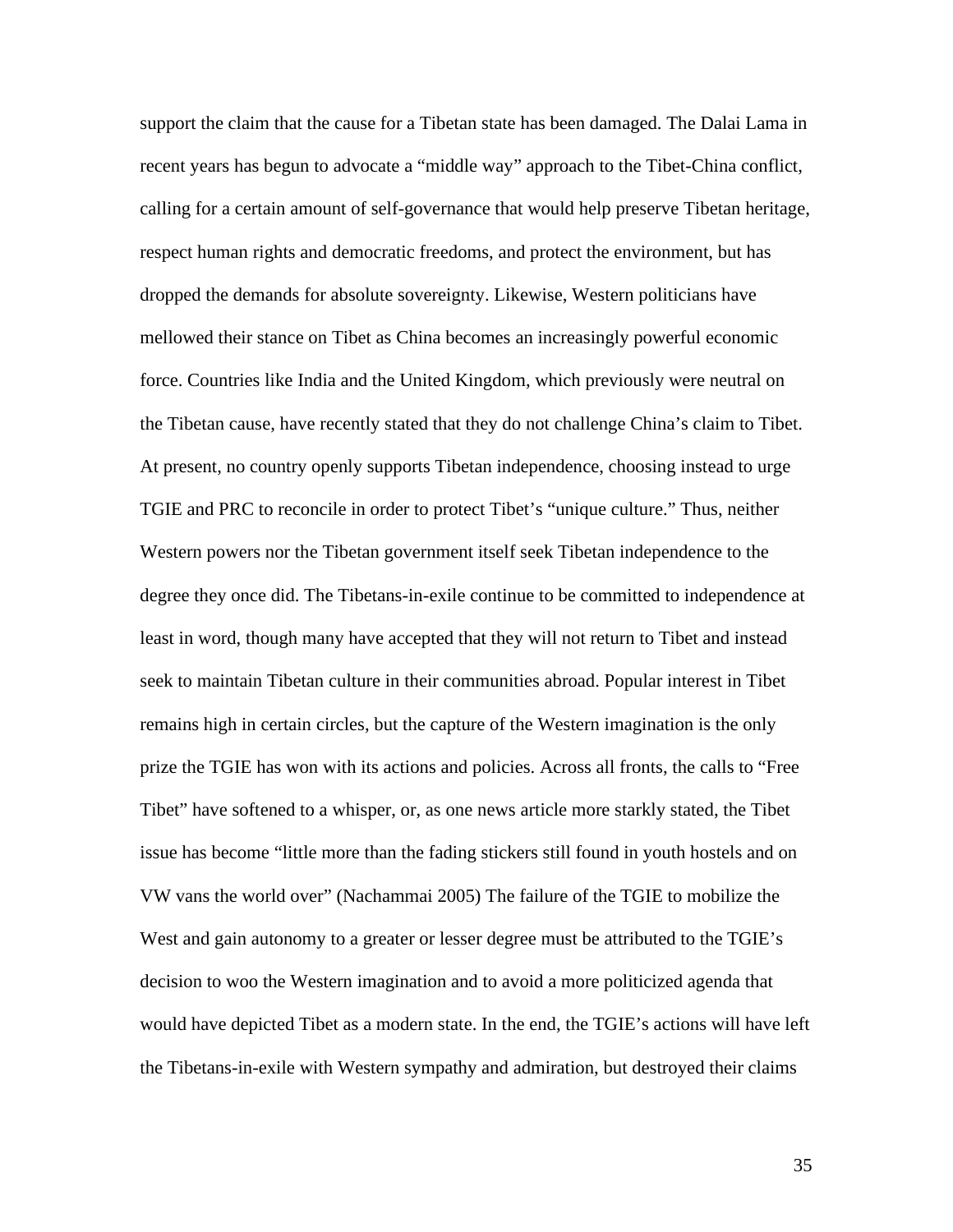support the claim that the cause for a Tibetan state has been damaged. The Dalai Lama in recent years has begun to advocate a "middle way" approach to the Tibet-China conflict, calling for a certain amount of self-governance that would help preserve Tibetan heritage, respect human rights and democratic freedoms, and protect the environment, but has dropped the demands for absolute sovereignty. Likewise, Western politicians have mellowed their stance on Tibet as China becomes an increasingly powerful economic force. Countries like India and the United Kingdom, which previously were neutral on the Tibetan cause, have recently stated that they do not challenge China's claim to Tibet. At present, no country openly supports Tibetan independence, choosing instead to urge TGIE and PRC to reconcile in order to protect Tibet's "unique culture." Thus, neither Western powers nor the Tibetan government itself seek Tibetan independence to the degree they once did. The Tibetans-in-exile continue to be committed to independence at least in word, though many have accepted that they will not return to Tibet and instead seek to maintain Tibetan culture in their communities abroad. Popular interest in Tibet remains high in certain circles, but the capture of the Western imagination is the only prize the TGIE has won with its actions and policies. Across all fronts, the calls to "Free Tibet" have softened to a whisper, or, as one news article more starkly stated, the Tibet issue has become "little more than the fading stickers still found in youth hostels and on VW vans the world over" (Nachammai 2005) The failure of the TGIE to mobilize the West and gain autonomy to a greater or lesser degree must be attributed to the TGIE's decision to woo the Western imagination and to avoid a more politicized agenda that would have depicted Tibet as a modern state. In the end, the TGIE's actions will have left the Tibetans-in-exile with Western sympathy and admiration, but destroyed their claims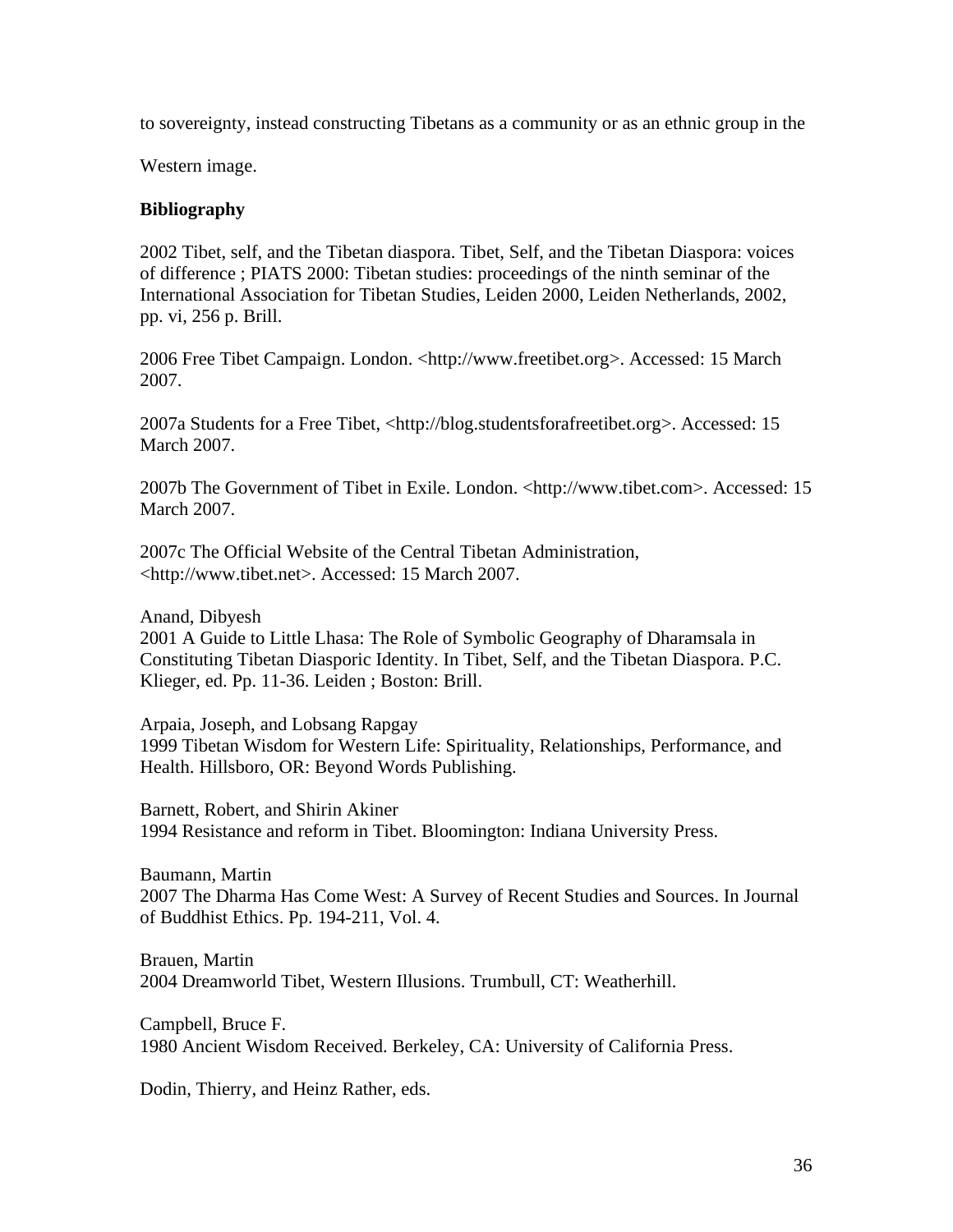to sovereignty, instead constructing Tibetans as a community or as an ethnic group in the Western image.

**Bibliography**

2002 Tibet, self, and the Tibetan diaspora. Tibet, Self, and the Tibetan Diaspora: voices of difference ; PIATS 2000: Tibetan studies: proceedings of the ninth seminar of the International Association for Tibetan Studies, Leiden 2000, Leiden Netherlands, 2002, pp. vi, 256 p. Brill.

2006 Free Tibet Campaign. London. <http://www.freetibet.org>. Accessed: 15 March 2007.

2007a Students for a Free Tibet, <http://blog.studentsforafreetibet.org>. Accessed: 15 March 2007.

2007b The Government of Tibet in Exile. London. <http://www.tibet.com>. Accessed: 15 March 2007.

2007c The Official Website of the Central Tibetan Administration, <http://www.tibet.net>. Accessed: 15 March 2007.

Anand, Dibyesh
2001 A Guide to Little Lhasa: The Role of Symbolic Geography of Dharamsala in Constituting Tibetan Diasporic Identity. In Tibet, Self, and the Tibetan Diaspora. P.C. Klieger, ed. Pp. 11-36. Leiden ; Boston: Brill.

Arpaia, Joseph, and Lobsang Rapgay
1999 Tibetan Wisdom for Western Life: Spirituality, Relationships, Performance, and Health. Hillsboro, OR: Beyond Words Publishing.

Barnett, Robert, and Shirin Akiner
1994 Resistance and reform in Tibet. Bloomington: Indiana University Press.

Baumann, Martin
2007 The Dharma Has Come West: A Survey of Recent Studies and Sources. In Journal of Buddhist Ethics. Pp. 194-211, Vol. 4.

Brauen, Martin
2004 Dreamworld Tibet, Western Illusions. Trumbull, CT: Weatherhill.

Campbell, Bruce F.
1980 Ancient Wisdom Received. Berkeley, CA: University of California Press.

Dodin, Thierry, and Heinz Rather, eds.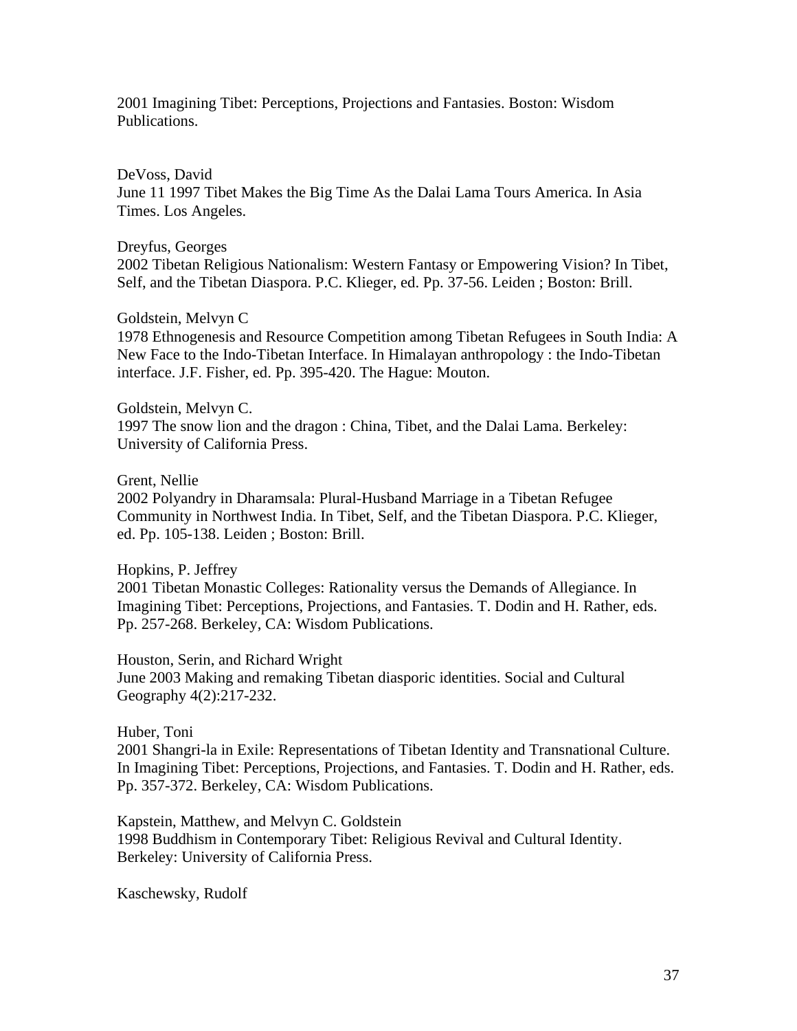2001 Imagining Tibet: Perceptions, Projections and Fantasies. Boston: Wisdom Publications.

DeVoss, David
June 11 1997 Tibet Makes the Big Time As the Dalai Lama Tours America. In Asia Times. Los Angeles.

Dreyfus, Georges
2002 Tibetan Religious Nationalism: Western Fantasy or Empowering Vision? In Tibet, Self, and the Tibetan Diaspora. P.C. Klieger, ed. Pp. 37-56. Leiden ; Boston: Brill.

Goldstein, Melvyn C
1978 Ethnogenesis and Resource Competition among Tibetan Refugees in South India: A New Face to the Indo-Tibetan Interface. In Himalayan anthropology : the Indo-Tibetan interface. J.F. Fisher, ed. Pp. 395-420. The Hague: Mouton.

Goldstein, Melvyn C.
1997 The snow lion and the dragon : China, Tibet, and the Dalai Lama. Berkeley: University of California Press.

Grent, Nellie
2002 Polyandry in Dharamsala: Plural-Husband Marriage in a Tibetan Refugee Community in Northwest India. In Tibet, Self, and the Tibetan Diaspora. P.C. Klieger, ed. Pp. 105-138. Leiden ; Boston: Brill.

Hopkins, P. Jeffrey
2001 Tibetan Monastic Colleges: Rationality versus the Demands of Allegiance. In Imagining Tibet: Perceptions, Projections, and Fantasies. T. Dodin and H. Rather, eds. Pp. 257-268. Berkeley, CA: Wisdom Publications.

Houston, Serin, and Richard Wright
June 2003 Making and remaking Tibetan diasporic identities. Social and Cultural Geography 4(2):217-232.

Huber, Toni
2001 Shangri-la in Exile: Representations of Tibetan Identity and Transnational Culture. In Imagining Tibet: Perceptions, Projections, and Fantasies. T. Dodin and H. Rather, eds. Pp. 357-372. Berkeley, CA: Wisdom Publications.

Kapstein, Matthew, and Melvyn C. Goldstein
1998 Buddhism in Contemporary Tibet: Religious Revival and Cultural Identity. Berkeley: University of California Press.

Kaschewsky, Rudolf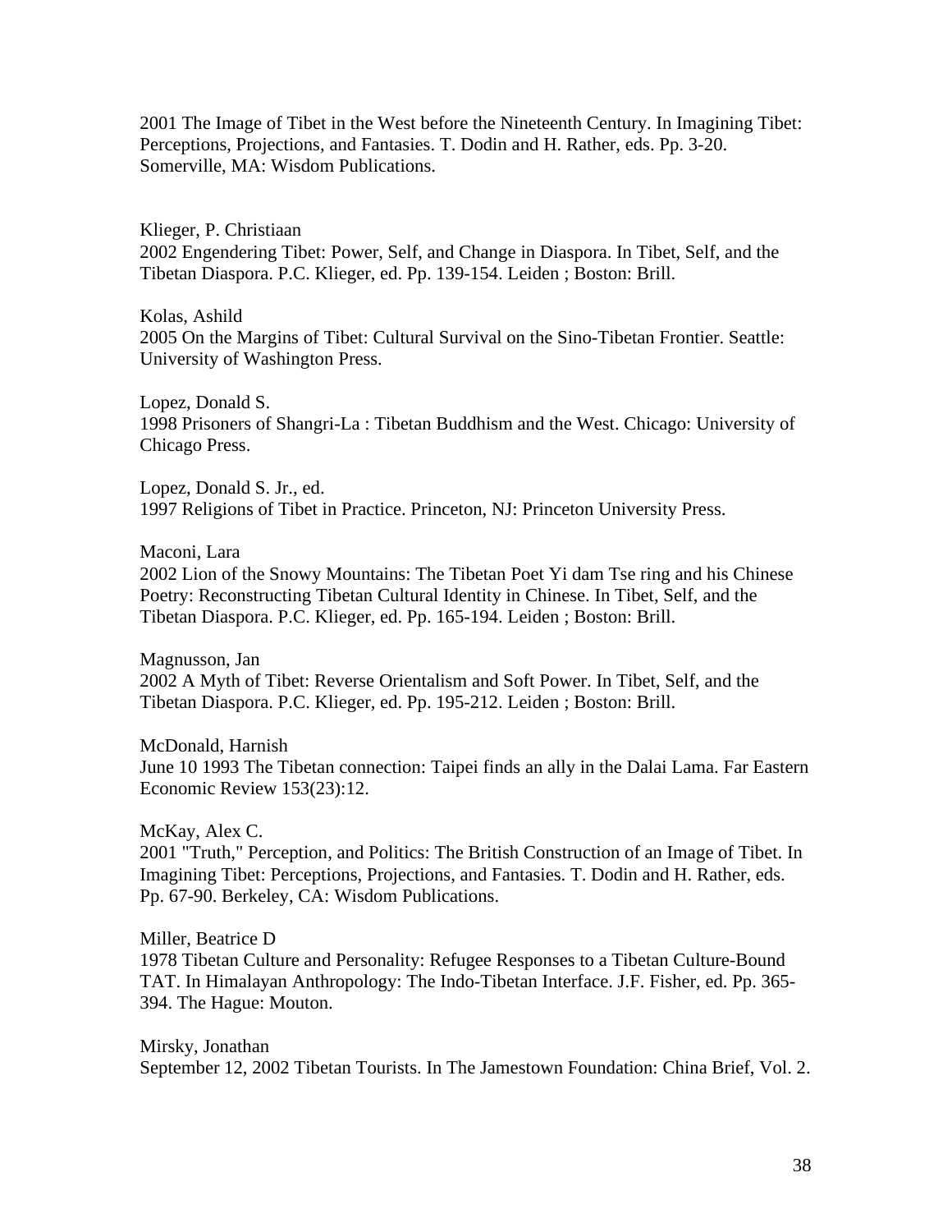2001 The Image of Tibet in the West before the Nineteenth Century. In Imagining Tibet: Perceptions, Projections, and Fantasies. T. Dodin and H. Rather, eds. Pp. 3-20. Somerville, MA: Wisdom Publications.

Klieger, P. Christiaan
2002 Engendering Tibet: Power, Self, and Change in Diaspora. In Tibet, Self, and the Tibetan Diaspora. P.C. Klieger, ed. Pp. 139-154. Leiden ; Boston: Brill.

Kolas, Ashild
2005 On the Margins of Tibet: Cultural Survival on the Sino-Tibetan Frontier. Seattle: University of Washington Press.

Lopez, Donald S.
1998 Prisoners of Shangri-La : Tibetan Buddhism and the West. Chicago: University of Chicago Press.

Lopez, Donald S. Jr., ed.
1997 Religions of Tibet in Practice. Princeton, NJ: Princeton University Press.

Maconi, Lara
2002 Lion of the Snowy Mountains: The Tibetan Poet Yi dam Tse ring and his Chinese Poetry: Reconstructing Tibetan Cultural Identity in Chinese. In Tibet, Self, and the Tibetan Diaspora. P.C. Klieger, ed. Pp. 165-194. Leiden ; Boston: Brill.

Magnusson, Jan
2002 A Myth of Tibet: Reverse Orientalism and Soft Power. In Tibet, Self, and the Tibetan Diaspora. P.C. Klieger, ed. Pp. 195-212. Leiden ; Boston: Brill.

McDonald, Harnish
June 10 1993 The Tibetan connection: Taipei finds an ally in the Dalai Lama. Far Eastern Economic Review 153(23):12.

McKay, Alex C.
2001 "Truth," Perception, and Politics: The British Construction of an Image of Tibet. In Imagining Tibet: Perceptions, Projections, and Fantasies. T. Dodin and H. Rather, eds. Pp. 67-90. Berkeley, CA: Wisdom Publications.

Miller, Beatrice D
1978 Tibetan Culture and Personality: Refugee Responses to a Tibetan Culture-Bound TAT. In Himalayan Anthropology: The Indo-Tibetan Interface. J.F. Fisher, ed. Pp. 365-394. The Hague: Mouton.

Mirsky, Jonathan
September 12, 2002 Tibetan Tourists. In The Jamestown Foundation: China Brief, Vol. 2.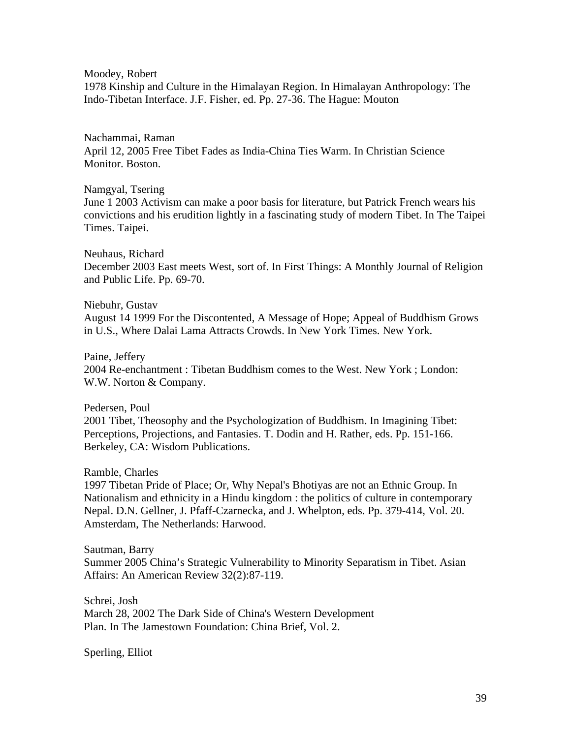Moodey, Robert
1978 Kinship and Culture in the Himalayan Region. In Himalayan Anthropology: The Indo-Tibetan Interface. J.F. Fisher, ed. Pp. 27-36. The Hague: Mouton

Nachammai, Raman
April 12, 2005 Free Tibet Fades as India-China Ties Warm. In Christian Science Monitor. Boston.

Namgyal, Tsering
June 1 2003 Activism can make a poor basis for literature, but Patrick French wears his convictions and his erudition lightly in a fascinating study of modern Tibet. In The Taipei Times. Taipei.

Neuhaus, Richard
December 2003 East meets West, sort of. In First Things: A Monthly Journal of Religion and Public Life. Pp. 69-70.

Niebuhr, Gustav
August 14 1999 For the Discontented, A Message of Hope; Appeal of Buddhism Grows in U.S., Where Dalai Lama Attracts Crowds. In New York Times. New York.

Paine, Jeffery
2004 Re-enchantment : Tibetan Buddhism comes to the West. New York ; London: W.W. Norton & Company.

Pedersen, Poul
2001 Tibet, Theosophy and the Psychologization of Buddhism. In Imagining Tibet: Perceptions, Projections, and Fantasies. T. Dodin and H. Rather, eds. Pp. 151-166. Berkeley, CA: Wisdom Publications.

Ramble, Charles
1997 Tibetan Pride of Place; Or, Why Nepal's Bhotiyas are not an Ethnic Group. In Nationalism and ethnicity in a Hindu kingdom : the politics of culture in contemporary Nepal. D.N. Gellner, J. Pfaff-Czarnecka, and J. Whelpton, eds. Pp. 379-414, Vol. 20. Amsterdam, The Netherlands: Harwood.

Sautman, Barry
Summer 2005 China's Strategic Vulnerability to Minority Separatism in Tibet. Asian Affairs: An American Review 32(2):87-119.

Schrei, Josh
March 28, 2002 The Dark Side of China's Western Development Plan. In The Jamestown Foundation: China Brief, Vol. 2.

Sperling, Elliot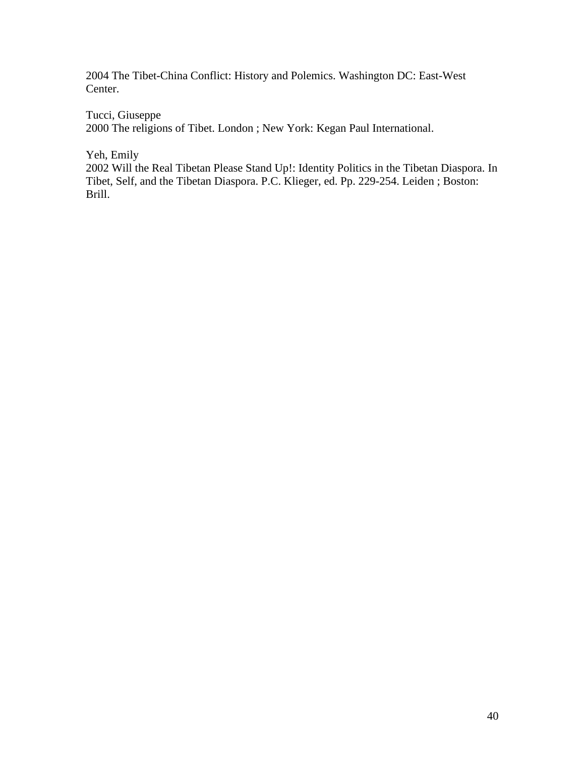2004 The Tibet-China Conflict: History and Polemics. Washington DC: East-West Center.

Tucci, Giuseppe
2000 The religions of Tibet. London ; New York: Kegan Paul International.

Yeh, Emily
2002 Will the Real Tibetan Please Stand Up!: Identity Politics in the Tibetan Diaspora. In Tibet, Self, and the Tibetan Diaspora. P.C. Klieger, ed. Pp. 229-254. Leiden ; Boston: Brill.